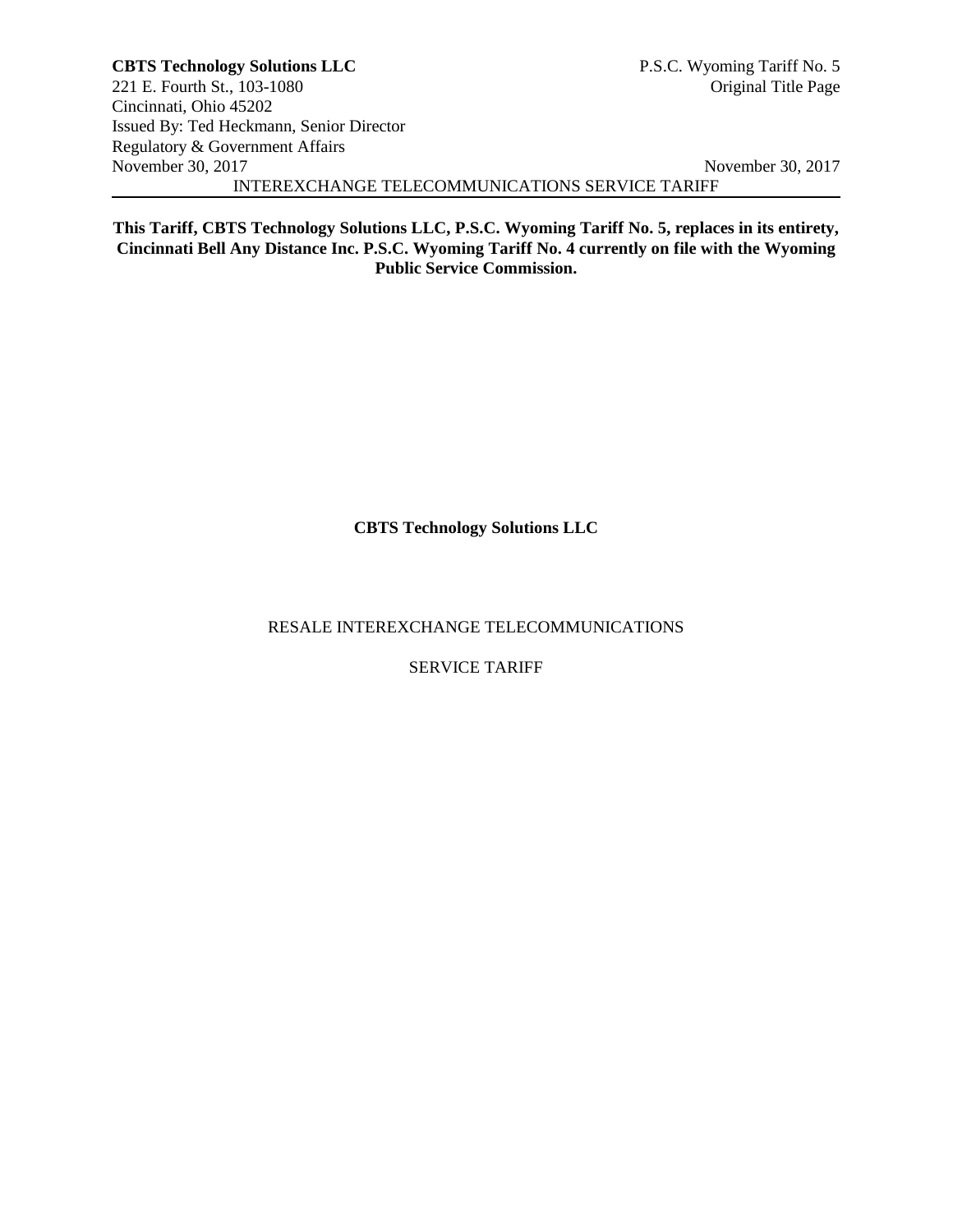**This Tariff, CBTS Technology Solutions LLC, P.S.C. Wyoming Tariff No. 5, replaces in its entirety, Cincinnati Bell Any Distance Inc. P.S.C. Wyoming Tariff No. 4 currently on file with the Wyoming Public Service Commission.**

**CBTS Technology Solutions LLC**

RESALE INTEREXCHANGE TELECOMMUNICATIONS

SERVICE TARIFF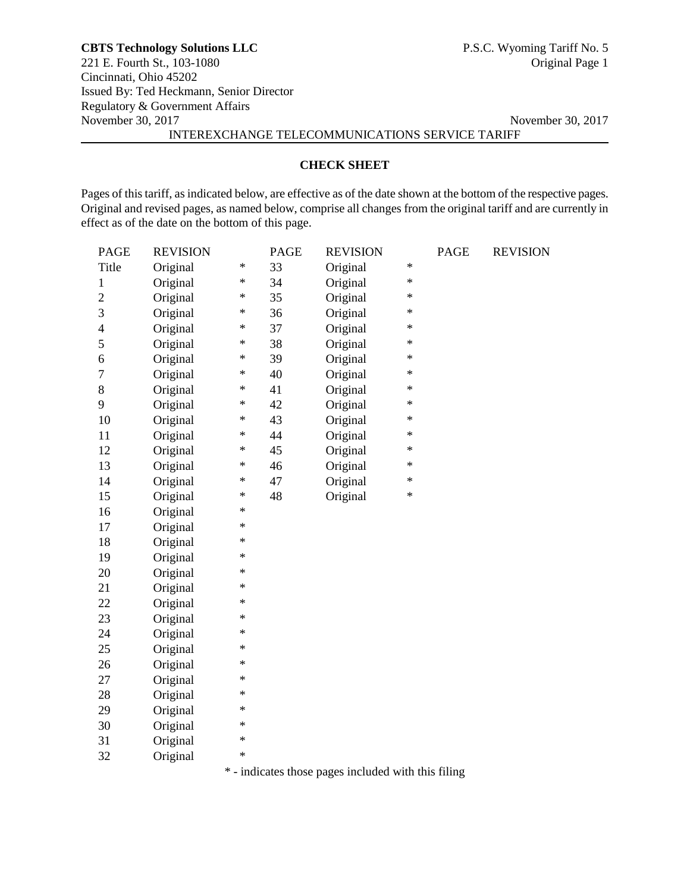## CHECK SHEET

Pages of this tariff, as indicated below, are effective as of the date shown at the bottom of the respective pages. Original and revised pages, as named below, comprise all changes from the original tariff and are currently in effect as of the date on the bottom of this page.

| PAGE | REVISION | | PAGE | REVISION | | PAGE | REVISION |
|---|---|---|---|---|---|---|---|
| Title | Original | * | 33 | Original | * | | |
| 1 | Original | * | 34 | Original | * | | |
| 2 | Original | * | 35 | Original | * | | |
| 3 | Original | * | 36 | Original | * | | |
| 4 | Original | * | 37 | Original | * | | |
| 5 | Original | * | 38 | Original | * | | |
| 6 | Original | * | 39 | Original | * | | |
| 7 | Original | * | 40 | Original | * | | |
| 8 | Original | * | 41 | Original | * | | |
| 9 | Original | * | 42 | Original | * | | |
| 10 | Original | * | 43 | Original | * | | |
| 11 | Original | * | 44 | Original | * | | |
| 12 | Original | * | 45 | Original | * | | |
| 13 | Original | * | 46 | Original | * | | |
| 14 | Original | * | 47 | Original | * | | |
| 15 | Original | * | 48 | Original | * | | |
| 16 | Original | * | | | | | |
| 17 | Original | * | | | | | |
| 18 | Original | * | | | | | |
| 19 | Original | * | | | | | |
| 20 | Original | * | | | | | |
| 21 | Original | * | | | | | |
| 22 | Original | * | | | | | |
| 23 | Original | * | | | | | |
| 24 | Original | * | | | | | |
| 25 | Original | * | | | | | |
| 26 | Original | * | | | | | |
| 27 | Original | * | | | | | |
| 28 | Original | * | | | | | |
| 29 | Original | * | | | | | |
| 30 | Original | * | | | | | |
| 31 | Original | * | | | | | |
| 32 | Original | * | | | | | |

* - indicates those pages included with this filing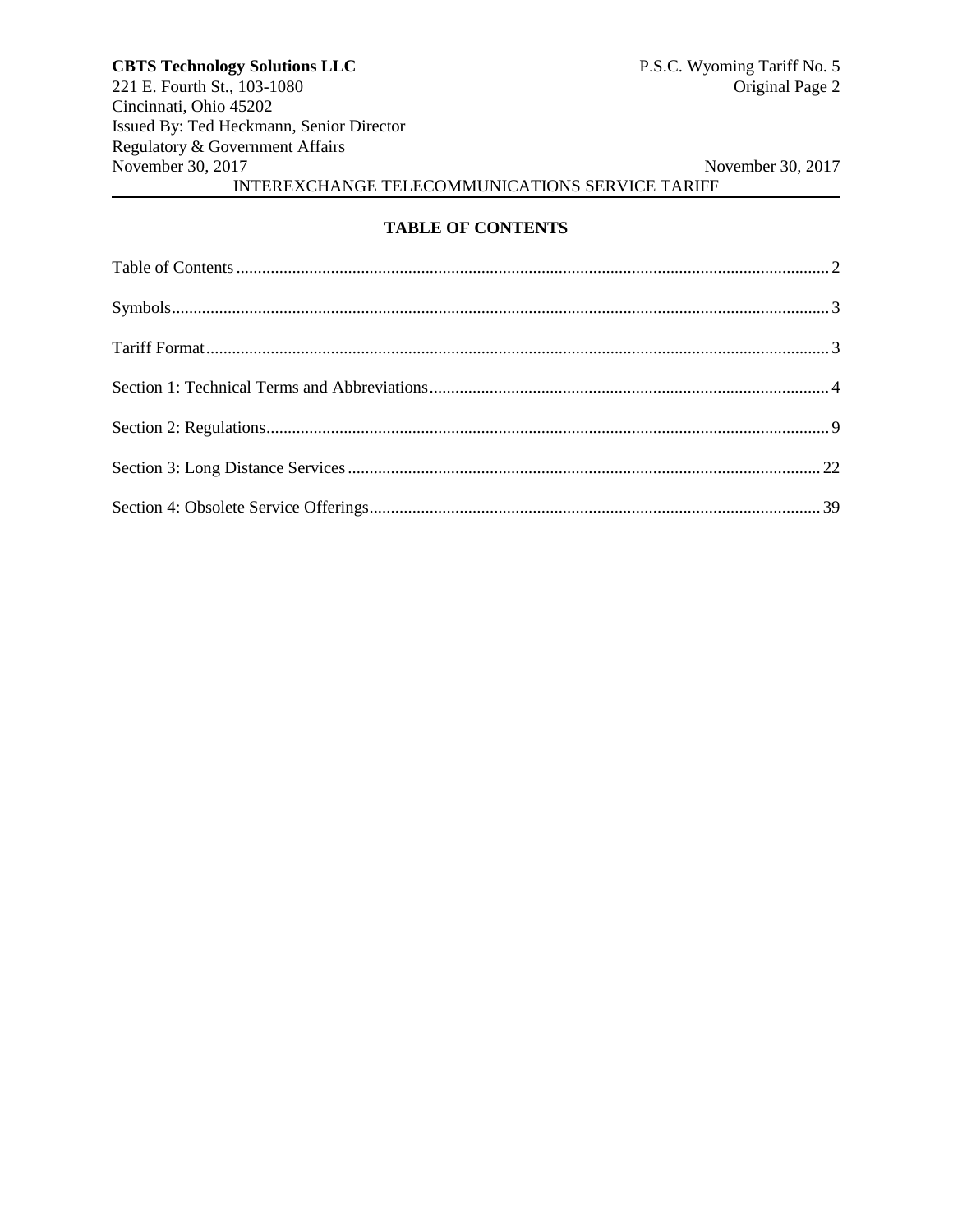## TABLE OF CONTENTS

| | |
|---|---|
| Table of Contents | 2 |
| Symbols | 3 |
| Tariff Format | 3 |
| Section 1: Technical Terms and Abbreviations | 4 |
| Section 2: Regulations | 9 |
| Section 3: Long Distance Services | 22 |
| Section 4: Obsolete Service Offerings | 39 |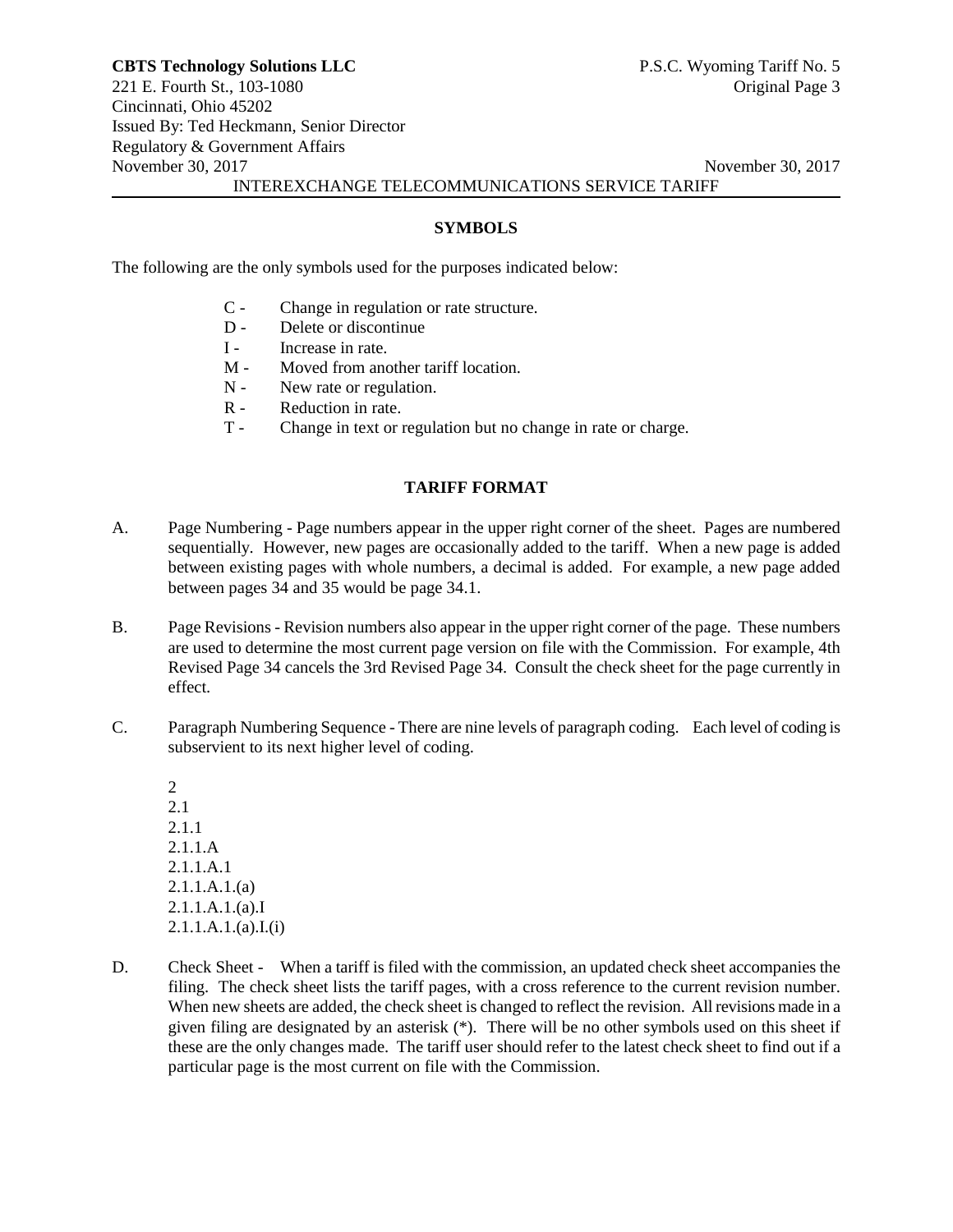## SYMBOLS

The following are the only symbols used for the purposes indicated below:

- C - Change in regulation or rate structure.
- D - Delete or discontinue
- I - Increase in rate.
- M - Moved from another tariff location.
- N - New rate or regulation.
- R - Reduction in rate.
- T - Change in text or regulation but no change in rate or charge.

## TARIFF FORMAT

A. Page Numbering - Page numbers appear in the upper right corner of the sheet. Pages are numbered sequentially. However, new pages are occasionally added to the tariff. When a new page is added between existing pages with whole numbers, a decimal is added. For example, a new page added between pages 34 and 35 would be page 34.1.

B. Page Revisions - Revision numbers also appear in the upper right corner of the page. These numbers are used to determine the most current page version on file with the Commission. For example, 4th Revised Page 34 cancels the 3rd Revised Page 34. Consult the check sheet for the page currently in effect.

C. Paragraph Numbering Sequence - There are nine levels of paragraph coding. Each level of coding is subservient to its next higher level of coding.

2
2.1
2.1.1
2.1.1.A
2.1.1.A.1
2.1.1.A.1.(a)
2.1.1.A.1.(a).I
2.1.1.A.1.(a).I.(i)

D. Check Sheet - When a tariff is filed with the commission, an updated check sheet accompanies the filing. The check sheet lists the tariff pages, with a cross reference to the current revision number. When new sheets are added, the check sheet is changed to reflect the revision. All revisions made in a given filing are designated by an asterisk (*). There will be no other symbols used on this sheet if these are the only changes made. The tariff user should refer to the latest check sheet to find out if a particular page is the most current on file with the Commission.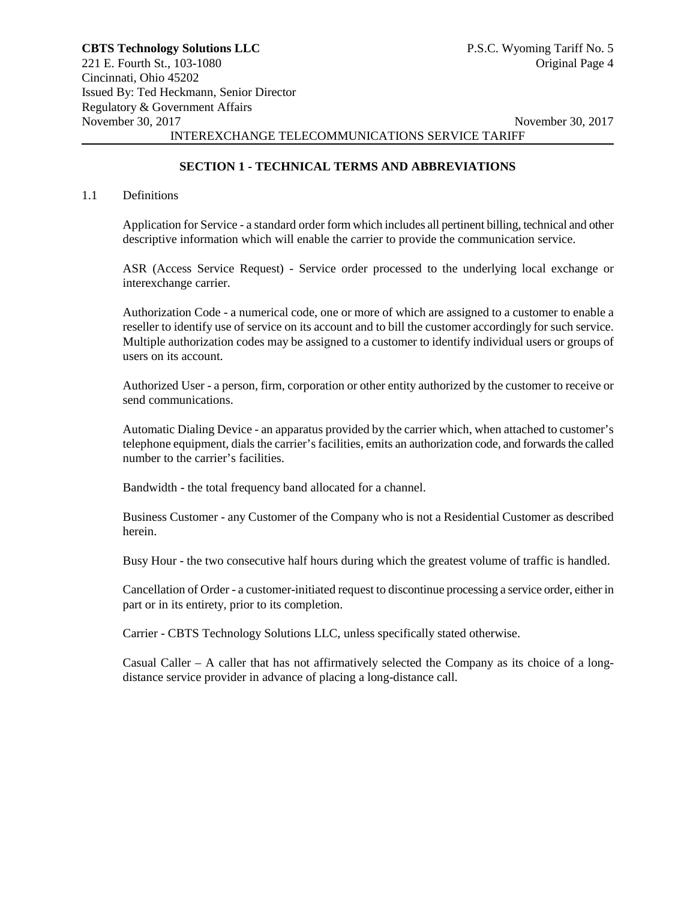## SECTION 1 - TECHNICAL TERMS AND ABBREVIATIONS

1.1 Definitions

Application for Service - a standard order form which includes all pertinent billing, technical and other descriptive information which will enable the carrier to provide the communication service.

ASR (Access Service Request) - Service order processed to the underlying local exchange or interexchange carrier.

Authorization Code - a numerical code, one or more of which are assigned to a customer to enable a reseller to identify use of service on its account and to bill the customer accordingly for such service. Multiple authorization codes may be assigned to a customer to identify individual users or groups of users on its account.

Authorized User - a person, firm, corporation or other entity authorized by the customer to receive or send communications.

Automatic Dialing Device - an apparatus provided by the carrier which, when attached to customer's telephone equipment, dials the carrier's facilities, emits an authorization code, and forwards the called number to the carrier's facilities.

Bandwidth - the total frequency band allocated for a channel.

Business Customer - any Customer of the Company who is not a Residential Customer as described herein.

Busy Hour - the two consecutive half hours during which the greatest volume of traffic is handled.

Cancellation of Order - a customer-initiated request to discontinue processing a service order, either in part or in its entirety, prior to its completion.

Carrier - CBTS Technology Solutions LLC, unless specifically stated otherwise.

Casual Caller – A caller that has not affirmatively selected the Company as its choice of a long-distance service provider in advance of placing a long-distance call.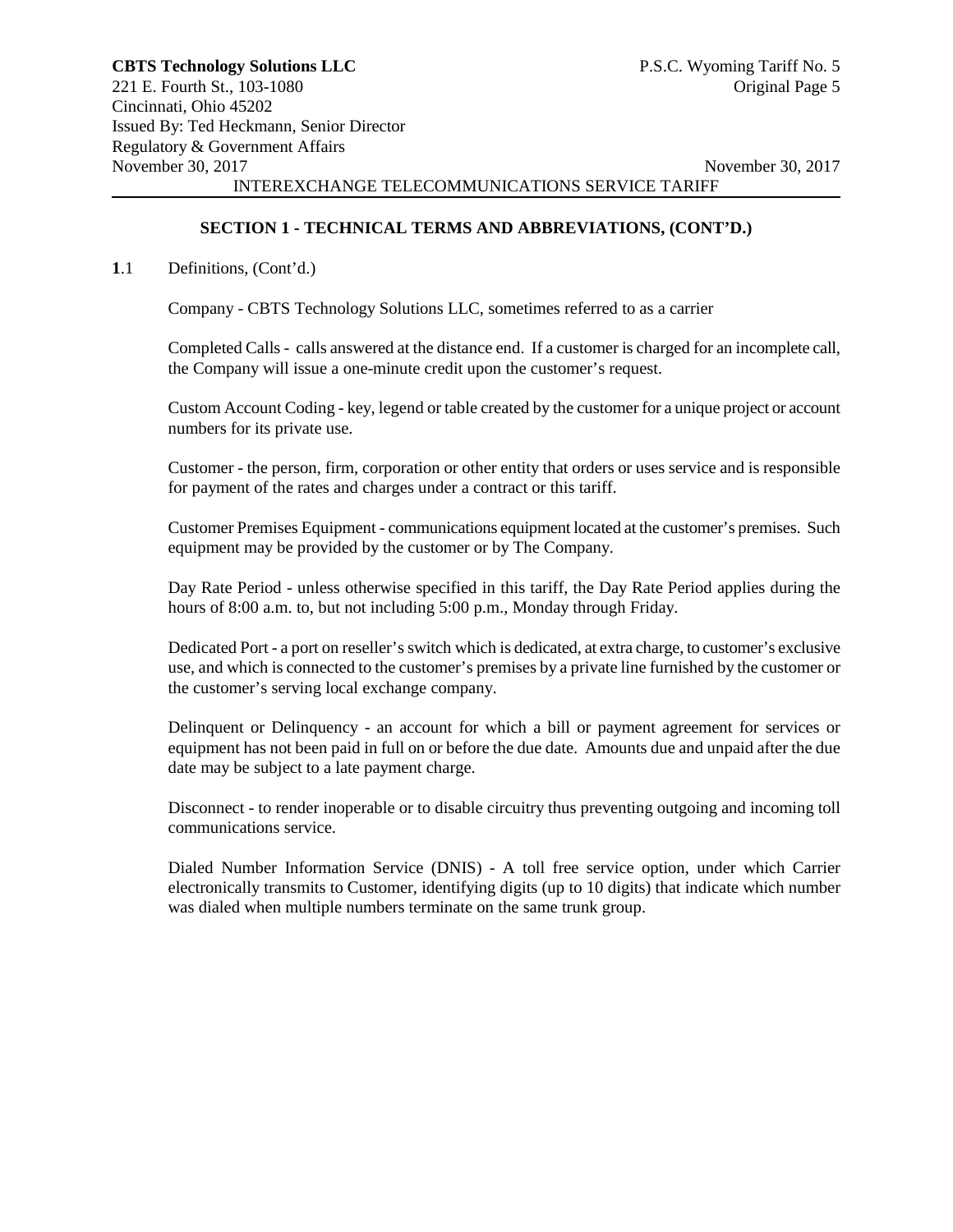## SECTION 1 - TECHNICAL TERMS AND ABBREVIATIONS, (CONT'D.)

**1**.1 Definitions, (Cont'd.)

Company - CBTS Technology Solutions LLC, sometimes referred to as a carrier

Completed Calls - calls answered at the distance end. If a customer is charged for an incomplete call, the Company will issue a one-minute credit upon the customer's request.

Custom Account Coding - key, legend or table created by the customer for a unique project or account numbers for its private use.

Customer - the person, firm, corporation or other entity that orders or uses service and is responsible for payment of the rates and charges under a contract or this tariff.

Customer Premises Equipment - communications equipment located at the customer's premises. Such equipment may be provided by the customer or by The Company.

Day Rate Period - unless otherwise specified in this tariff, the Day Rate Period applies during the hours of 8:00 a.m. to, but not including 5:00 p.m., Monday through Friday.

Dedicated Port - a port on reseller's switch which is dedicated, at extra charge, to customer's exclusive use, and which is connected to the customer's premises by a private line furnished by the customer or the customer's serving local exchange company.

Delinquent or Delinquency - an account for which a bill or payment agreement for services or equipment has not been paid in full on or before the due date. Amounts due and unpaid after the due date may be subject to a late payment charge.

Disconnect - to render inoperable or to disable circuitry thus preventing outgoing and incoming toll communications service.

Dialed Number Information Service (DNIS) - A toll free service option, under which Carrier electronically transmits to Customer, identifying digits (up to 10 digits) that indicate which number was dialed when multiple numbers terminate on the same trunk group.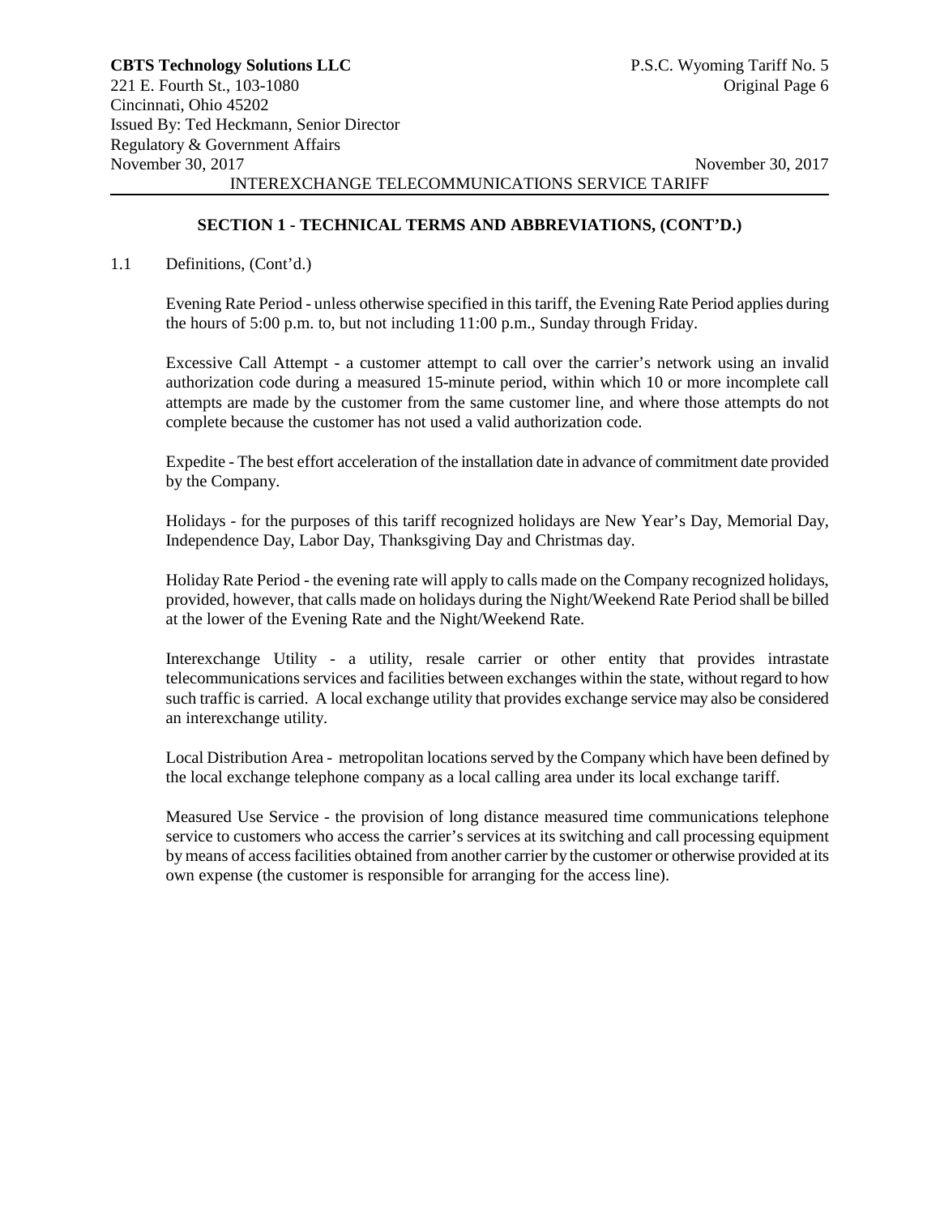## SECTION 1 - TECHNICAL TERMS AND ABBREVIATIONS, (CONT'D.)

1.1 Definitions, (Cont'd.)

Evening Rate Period - unless otherwise specified in this tariff, the Evening Rate Period applies during the hours of 5:00 p.m. to, but not including 11:00 p.m., Sunday through Friday.

Excessive Call Attempt - a customer attempt to call over the carrier's network using an invalid authorization code during a measured 15-minute period, within which 10 or more incomplete call attempts are made by the customer from the same customer line, and where those attempts do not complete because the customer has not used a valid authorization code.

Expedite - The best effort acceleration of the installation date in advance of commitment date provided by the Company.

Holidays - for the purposes of this tariff recognized holidays are New Year's Day, Memorial Day, Independence Day, Labor Day, Thanksgiving Day and Christmas day.

Holiday Rate Period - the evening rate will apply to calls made on the Company recognized holidays, provided, however, that calls made on holidays during the Night/Weekend Rate Period shall be billed at the lower of the Evening Rate and the Night/Weekend Rate.

Interexchange Utility - a utility, resale carrier or other entity that provides intrastate telecommunications services and facilities between exchanges within the state, without regard to how such traffic is carried. A local exchange utility that provides exchange service may also be considered an interexchange utility.

Local Distribution Area - metropolitan locations served by the Company which have been defined by the local exchange telephone company as a local calling area under its local exchange tariff.

Measured Use Service - the provision of long distance measured time communications telephone service to customers who access the carrier's services at its switching and call processing equipment by means of access facilities obtained from another carrier by the customer or otherwise provided at its own expense (the customer is responsible for arranging for the access line).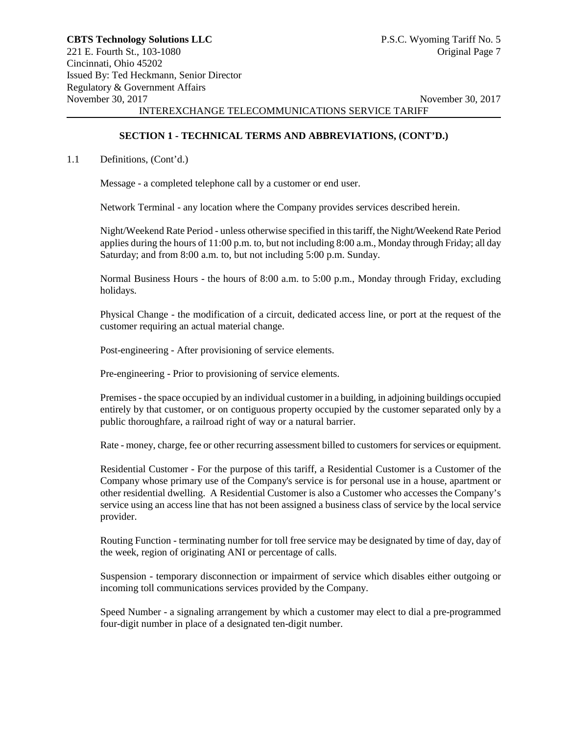## SECTION 1 - TECHNICAL TERMS AND ABBREVIATIONS, (CONT'D.)

1.1 Definitions, (Cont'd.)

Message - a completed telephone call by a customer or end user.

Network Terminal - any location where the Company provides services described herein.

Night/Weekend Rate Period - unless otherwise specified in this tariff, the Night/Weekend Rate Period applies during the hours of 11:00 p.m. to, but not including 8:00 a.m., Monday through Friday; all day Saturday; and from 8:00 a.m. to, but not including 5:00 p.m. Sunday.

Normal Business Hours - the hours of 8:00 a.m. to 5:00 p.m., Monday through Friday, excluding holidays.

Physical Change - the modification of a circuit, dedicated access line, or port at the request of the customer requiring an actual material change.

Post-engineering - After provisioning of service elements.

Pre-engineering - Prior to provisioning of service elements.

Premises - the space occupied by an individual customer in a building, in adjoining buildings occupied entirely by that customer, or on contiguous property occupied by the customer separated only by a public thoroughfare, a railroad right of way or a natural barrier.

Rate - money, charge, fee or other recurring assessment billed to customers for services or equipment.

Residential Customer - For the purpose of this tariff, a Residential Customer is a Customer of the Company whose primary use of the Company's service is for personal use in a house, apartment or other residential dwelling. A Residential Customer is also a Customer who accesses the Company's service using an access line that has not been assigned a business class of service by the local service provider.

Routing Function - terminating number for toll free service may be designated by time of day, day of the week, region of originating ANI or percentage of calls.

Suspension - temporary disconnection or impairment of service which disables either outgoing or incoming toll communications services provided by the Company.

Speed Number - a signaling arrangement by which a customer may elect to dial a pre-programmed four-digit number in place of a designated ten-digit number.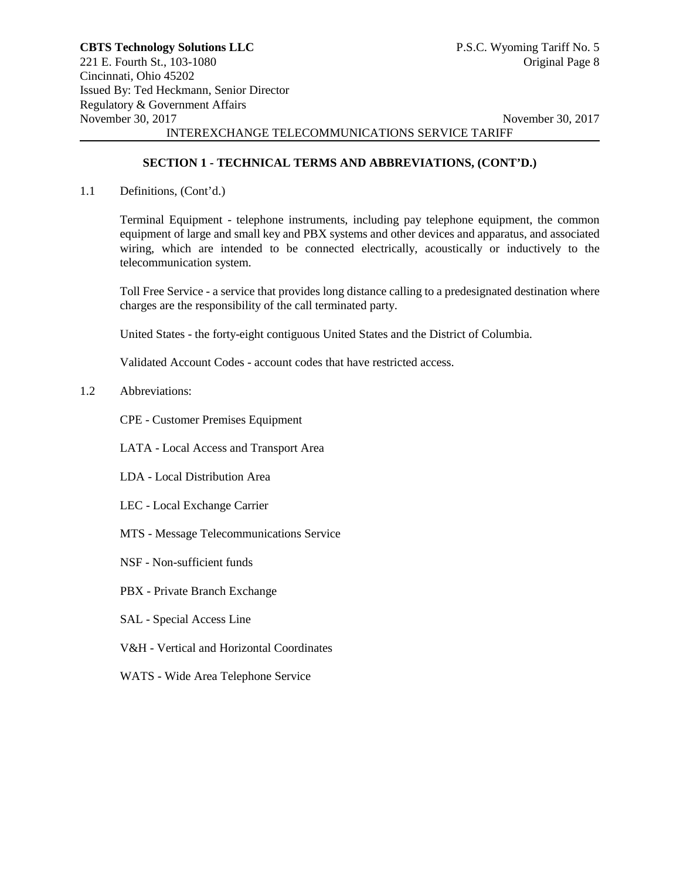## SECTION 1 - TECHNICAL TERMS AND ABBREVIATIONS, (CONT'D.)

1.1 Definitions, (Cont'd.)

Terminal Equipment - telephone instruments, including pay telephone equipment, the common equipment of large and small key and PBX systems and other devices and apparatus, and associated wiring, which are intended to be connected electrically, acoustically or inductively to the telecommunication system.

Toll Free Service - a service that provides long distance calling to a predesignated destination where charges are the responsibility of the call terminated party.

United States - the forty-eight contiguous United States and the District of Columbia.

Validated Account Codes - account codes that have restricted access.

1.2 Abbreviations:

CPE - Customer Premises Equipment

LATA - Local Access and Transport Area

LDA - Local Distribution Area

LEC - Local Exchange Carrier

MTS - Message Telecommunications Service

NSF - Non-sufficient funds

PBX - Private Branch Exchange

SAL - Special Access Line

V&H - Vertical and Horizontal Coordinates

WATS - Wide Area Telephone Service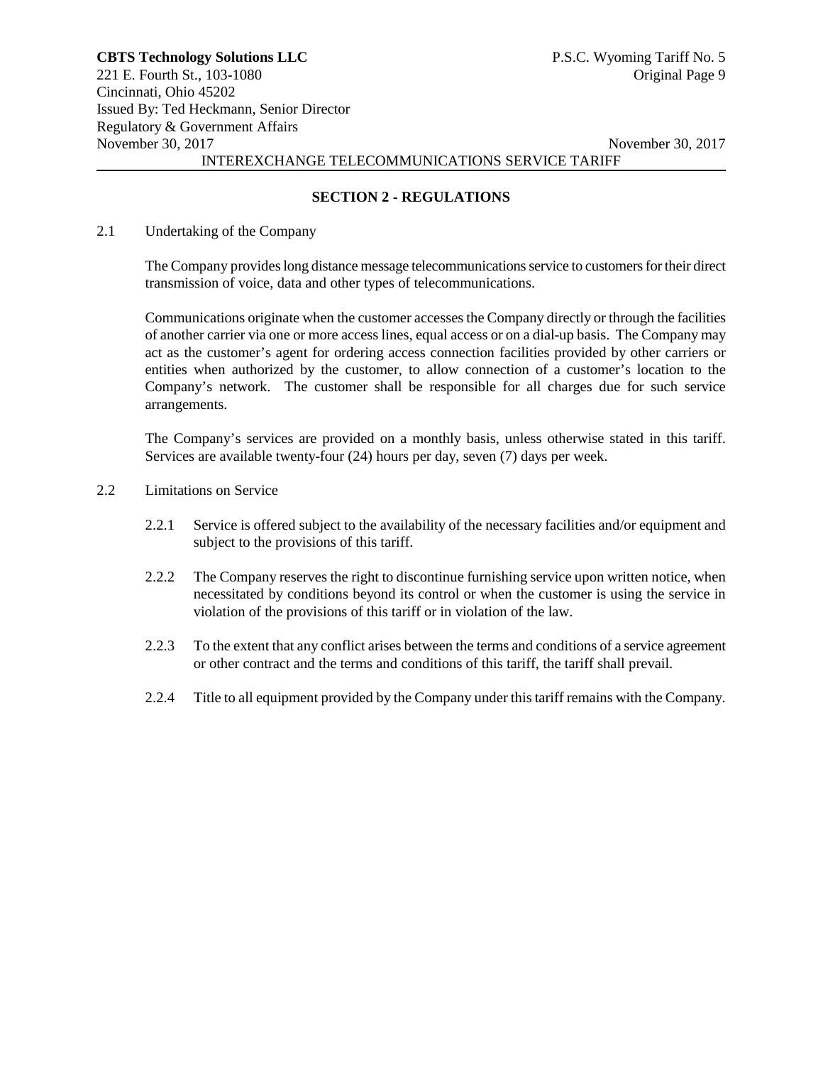## SECTION 2 - REGULATIONS

2.1 Undertaking of the Company

The Company provides long distance message telecommunications service to customers for their direct transmission of voice, data and other types of telecommunications.

Communications originate when the customer accesses the Company directly or through the facilities of another carrier via one or more access lines, equal access or on a dial-up basis. The Company may act as the customer's agent for ordering access connection facilities provided by other carriers or entities when authorized by the customer, to allow connection of a customer's location to the Company's network. The customer shall be responsible for all charges due for such service arrangements.

The Company's services are provided on a monthly basis, unless otherwise stated in this tariff. Services are available twenty-four (24) hours per day, seven (7) days per week.

2.2 Limitations on Service

2.2.1 Service is offered subject to the availability of the necessary facilities and/or equipment and subject to the provisions of this tariff.

2.2.2 The Company reserves the right to discontinue furnishing service upon written notice, when necessitated by conditions beyond its control or when the customer is using the service in violation of the provisions of this tariff or in violation of the law.

2.2.3 To the extent that any conflict arises between the terms and conditions of a service agreement or other contract and the terms and conditions of this tariff, the tariff shall prevail.

2.2.4 Title to all equipment provided by the Company under this tariff remains with the Company.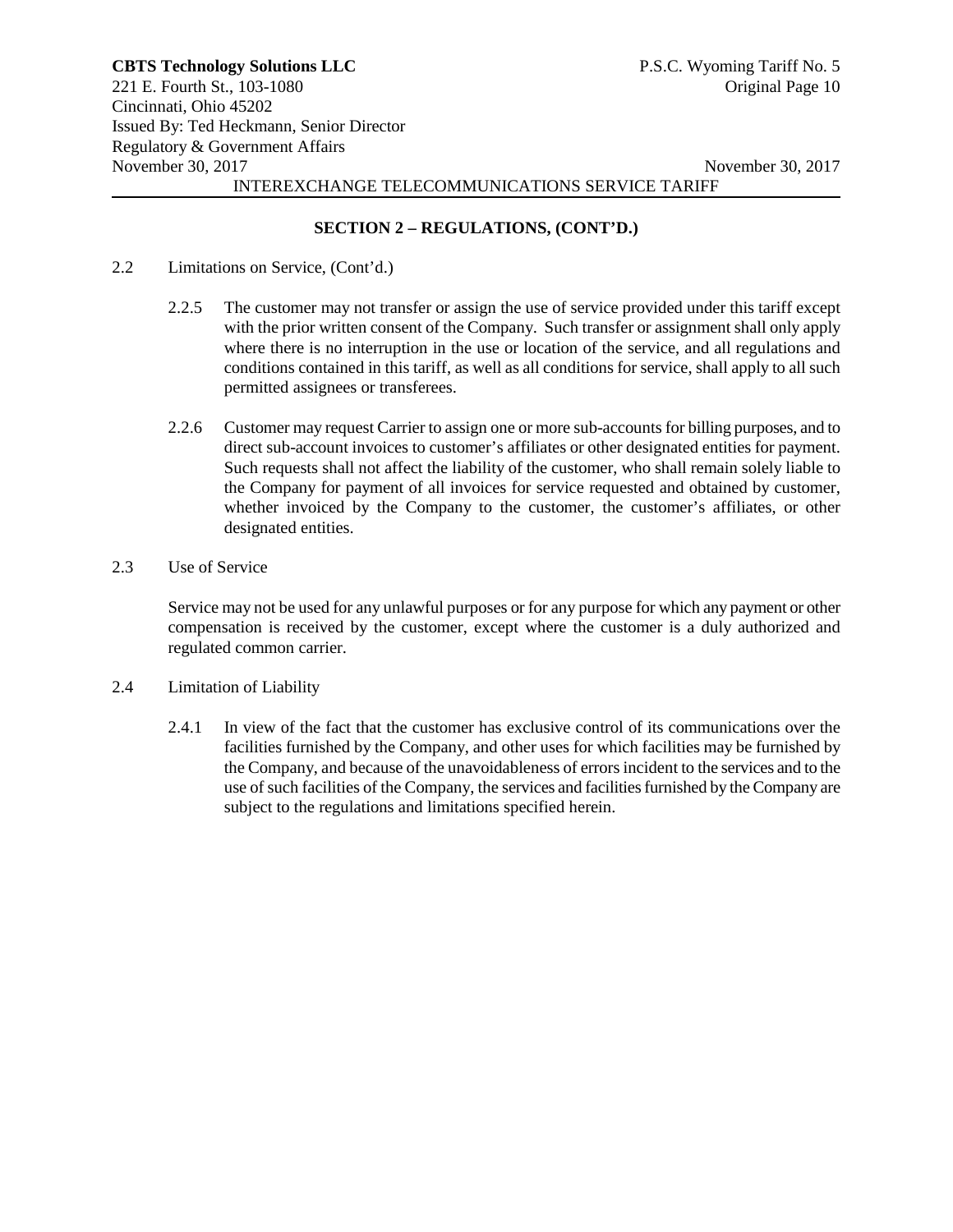## SECTION 2 – REGULATIONS, (CONT'D.)

2.2 Limitations on Service, (Cont'd.)

2.2.5 The customer may not transfer or assign the use of service provided under this tariff except with the prior written consent of the Company. Such transfer or assignment shall only apply where there is no interruption in the use or location of the service, and all regulations and conditions contained in this tariff, as well as all conditions for service, shall apply to all such permitted assignees or transferees.

2.2.6 Customer may request Carrier to assign one or more sub-accounts for billing purposes, and to direct sub-account invoices to customer's affiliates or other designated entities for payment. Such requests shall not affect the liability of the customer, who shall remain solely liable to the Company for payment of all invoices for service requested and obtained by customer, whether invoiced by the Company to the customer, the customer's affiliates, or other designated entities.

2.3 Use of Service

Service may not be used for any unlawful purposes or for any purpose for which any payment or other compensation is received by the customer, except where the customer is a duly authorized and regulated common carrier.

2.4 Limitation of Liability

2.4.1 In view of the fact that the customer has exclusive control of its communications over the facilities furnished by the Company, and other uses for which facilities may be furnished by the Company, and because of the unavoidableness of errors incident to the services and to the use of such facilities of the Company, the services and facilities furnished by the Company are subject to the regulations and limitations specified herein.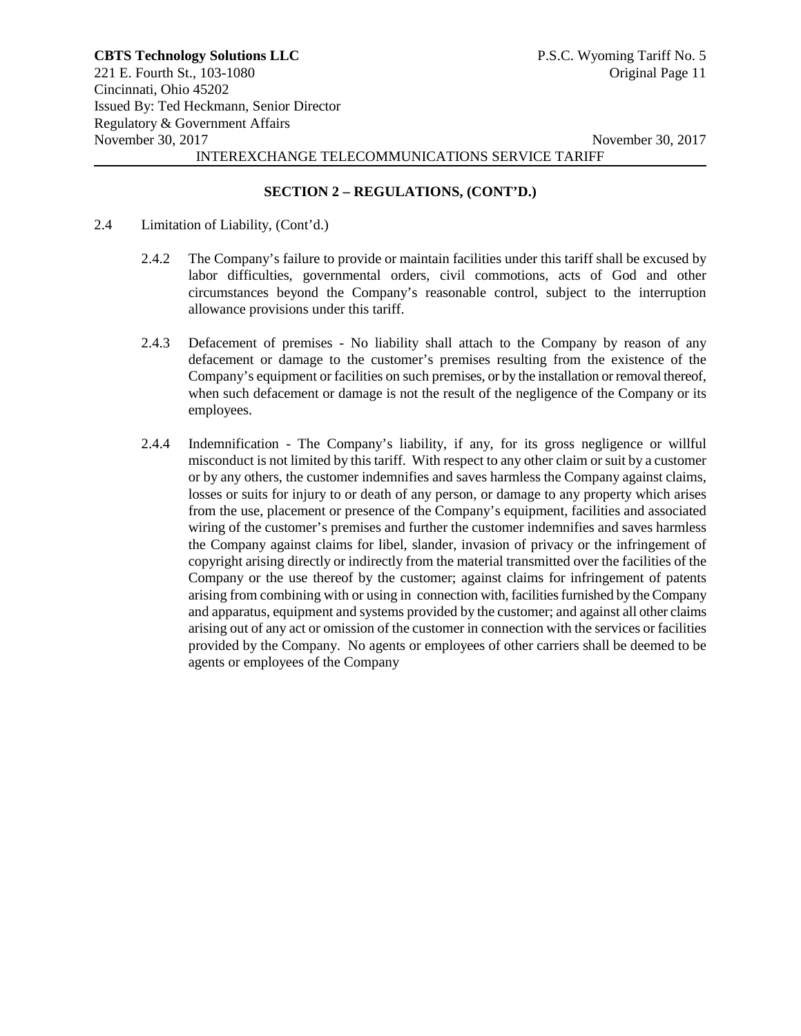## SECTION 2 – REGULATIONS, (CONT'D.)

2.4 Limitation of Liability, (Cont'd.)

2.4.2 The Company's failure to provide or maintain facilities under this tariff shall be excused by labor difficulties, governmental orders, civil commotions, acts of God and other circumstances beyond the Company's reasonable control, subject to the interruption allowance provisions under this tariff.

2.4.3 Defacement of premises - No liability shall attach to the Company by reason of any defacement or damage to the customer's premises resulting from the existence of the Company's equipment or facilities on such premises, or by the installation or removal thereof, when such defacement or damage is not the result of the negligence of the Company or its employees.

2.4.4 Indemnification - The Company's liability, if any, for its gross negligence or willful misconduct is not limited by this tariff. With respect to any other claim or suit by a customer or by any others, the customer indemnifies and saves harmless the Company against claims, losses or suits for injury to or death of any person, or damage to any property which arises from the use, placement or presence of the Company's equipment, facilities and associated wiring of the customer's premises and further the customer indemnifies and saves harmless the Company against claims for libel, slander, invasion of privacy or the infringement of copyright arising directly or indirectly from the material transmitted over the facilities of the Company or the use thereof by the customer; against claims for infringement of patents arising from combining with or using in connection with, facilities furnished by the Company and apparatus, equipment and systems provided by the customer; and against all other claims arising out of any act or omission of the customer in connection with the services or facilities provided by the Company. No agents or employees of other carriers shall be deemed to be agents or employees of the Company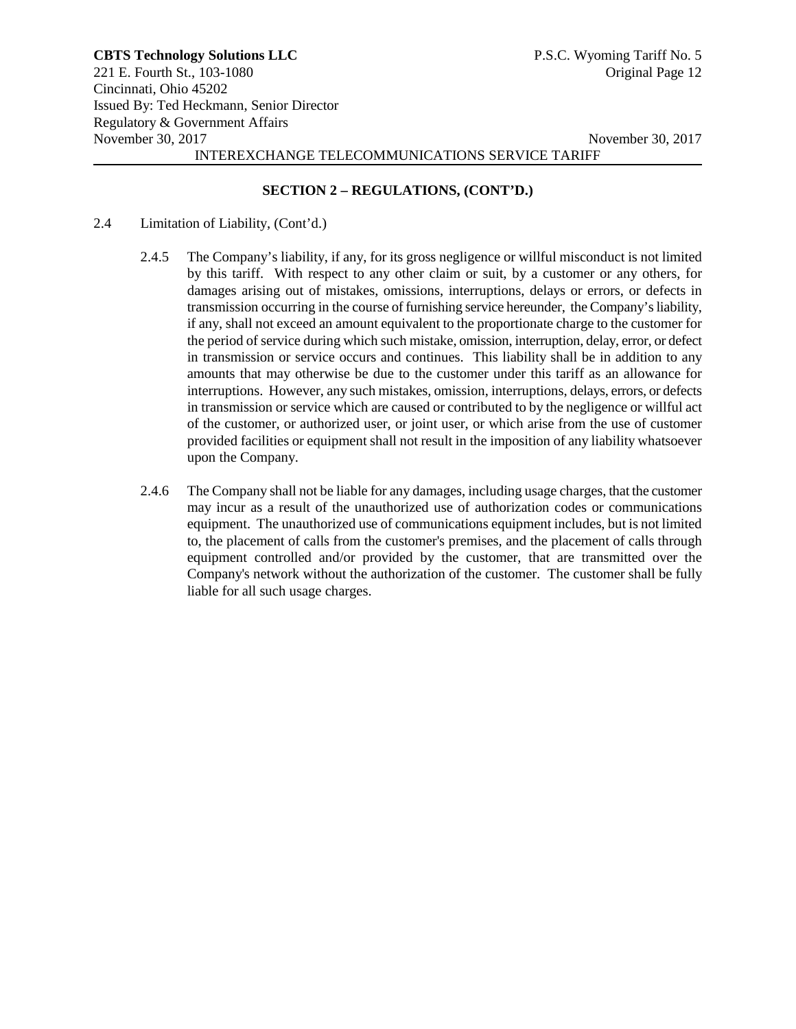## SECTION 2 – REGULATIONS, (CONT'D.)

2.4 Limitation of Liability, (Cont'd.)

2.4.5 The Company's liability, if any, for its gross negligence or willful misconduct is not limited by this tariff. With respect to any other claim or suit, by a customer or any others, for damages arising out of mistakes, omissions, interruptions, delays or errors, or defects in transmission occurring in the course of furnishing service hereunder, the Company's liability, if any, shall not exceed an amount equivalent to the proportionate charge to the customer for the period of service during which such mistake, omission, interruption, delay, error, or defect in transmission or service occurs and continues. This liability shall be in addition to any amounts that may otherwise be due to the customer under this tariff as an allowance for interruptions. However, any such mistakes, omission, interruptions, delays, errors, or defects in transmission or service which are caused or contributed to by the negligence or willful act of the customer, or authorized user, or joint user, or which arise from the use of customer provided facilities or equipment shall not result in the imposition of any liability whatsoever upon the Company.

2.4.6 The Company shall not be liable for any damages, including usage charges, that the customer may incur as a result of the unauthorized use of authorization codes or communications equipment. The unauthorized use of communications equipment includes, but is not limited to, the placement of calls from the customer's premises, and the placement of calls through equipment controlled and/or provided by the customer, that are transmitted over the Company's network without the authorization of the customer. The customer shall be fully liable for all such usage charges.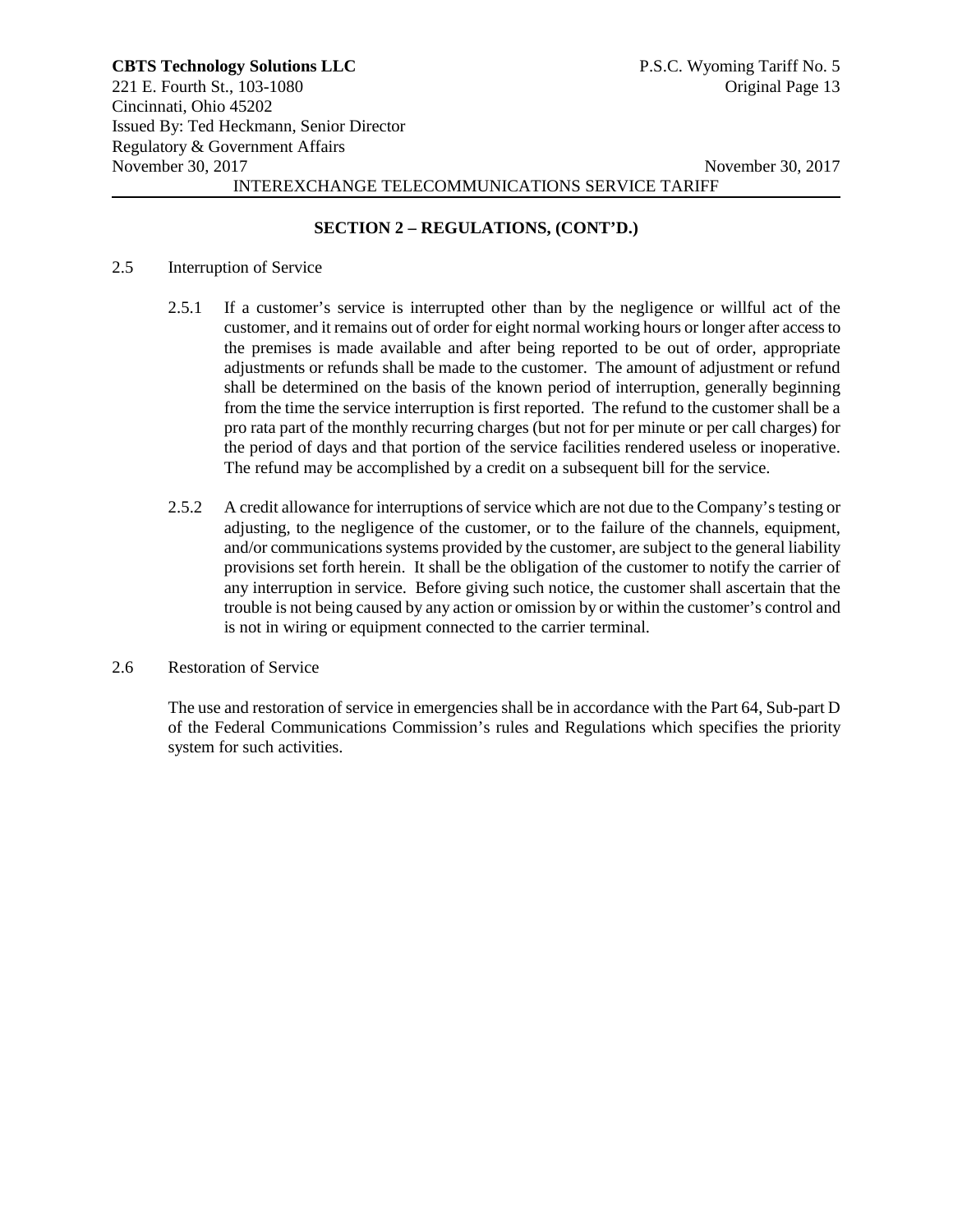## SECTION 2 – REGULATIONS, (CONT'D.)

2.5 Interruption of Service

2.5.1 If a customer's service is interrupted other than by the negligence or willful act of the customer, and it remains out of order for eight normal working hours or longer after access to the premises is made available and after being reported to be out of order, appropriate adjustments or refunds shall be made to the customer. The amount of adjustment or refund shall be determined on the basis of the known period of interruption, generally beginning from the time the service interruption is first reported. The refund to the customer shall be a pro rata part of the monthly recurring charges (but not for per minute or per call charges) for the period of days and that portion of the service facilities rendered useless or inoperative. The refund may be accomplished by a credit on a subsequent bill for the service.

2.5.2 A credit allowance for interruptions of service which are not due to the Company's testing or adjusting, to the negligence of the customer, or to the failure of the channels, equipment, and/or communications systems provided by the customer, are subject to the general liability provisions set forth herein. It shall be the obligation of the customer to notify the carrier of any interruption in service. Before giving such notice, the customer shall ascertain that the trouble is not being caused by any action or omission by or within the customer's control and is not in wiring or equipment connected to the carrier terminal.

2.6 Restoration of Service

The use and restoration of service in emergencies shall be in accordance with the Part 64, Sub-part D of the Federal Communications Commission's rules and Regulations which specifies the priority system for such activities.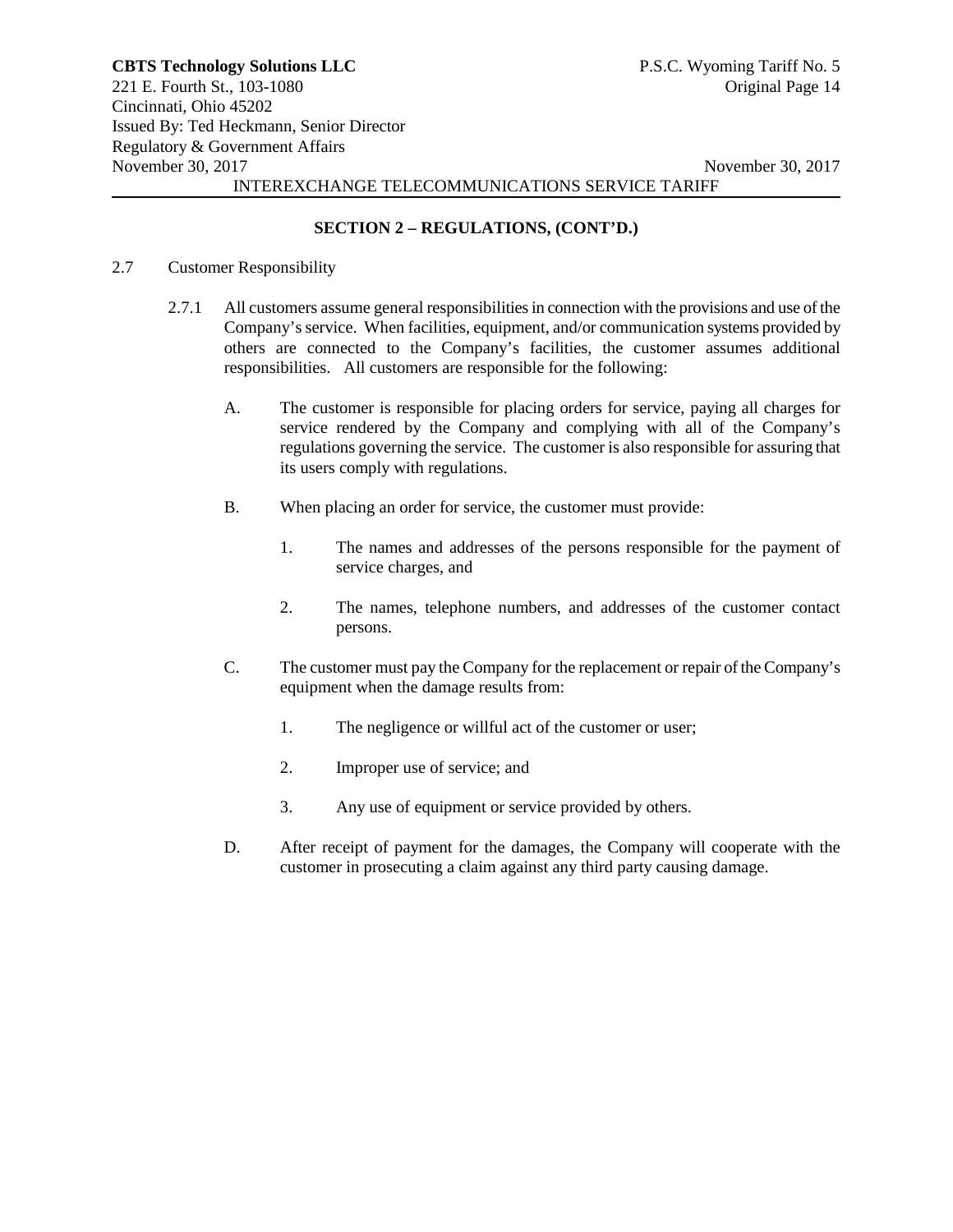## SECTION 2 – REGULATIONS, (CONT'D.)

2.7 Customer Responsibility

2.7.1 All customers assume general responsibilities in connection with the provisions and use of the Company's service. When facilities, equipment, and/or communication systems provided by others are connected to the Company's facilities, the customer assumes additional responsibilities. All customers are responsible for the following:

A. The customer is responsible for placing orders for service, paying all charges for service rendered by the Company and complying with all of the Company's regulations governing the service. The customer is also responsible for assuring that its users comply with regulations.

B. When placing an order for service, the customer must provide:

1. The names and addresses of the persons responsible for the payment of service charges, and

2. The names, telephone numbers, and addresses of the customer contact persons.

C. The customer must pay the Company for the replacement or repair of the Company's equipment when the damage results from:

1. The negligence or willful act of the customer or user;

2. Improper use of service; and

3. Any use of equipment or service provided by others.

D. After receipt of payment for the damages, the Company will cooperate with the customer in prosecuting a claim against any third party causing damage.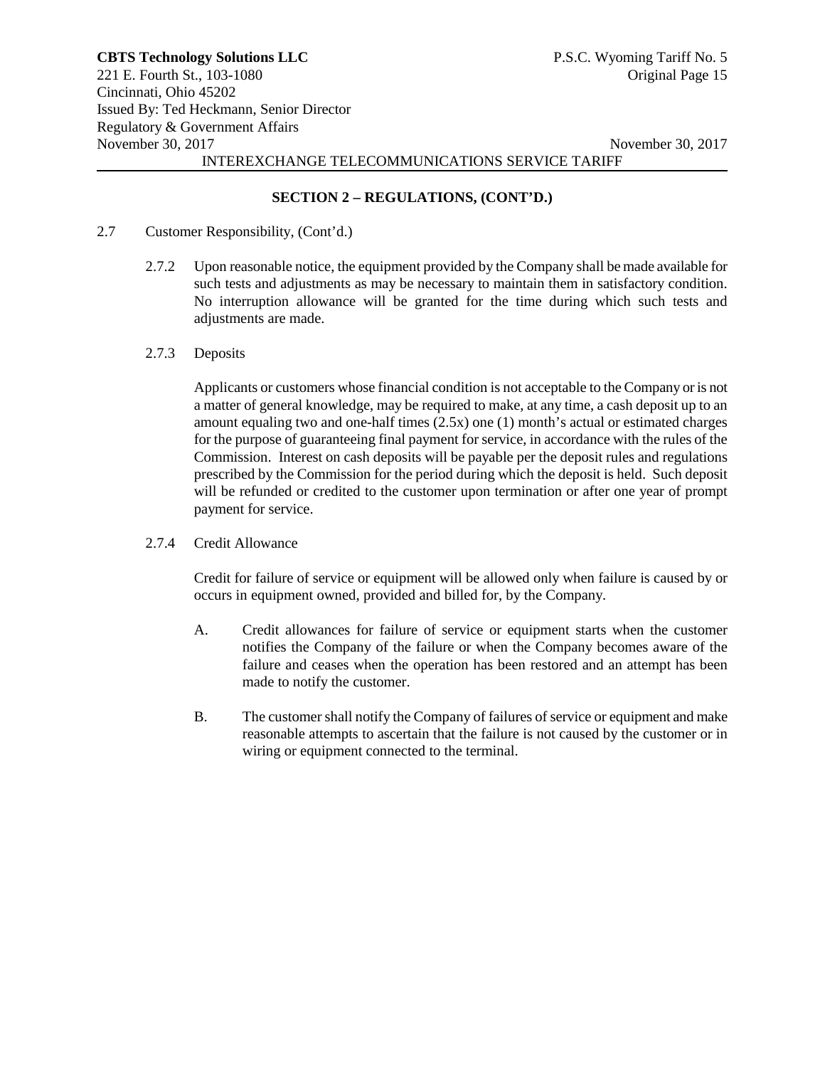## SECTION 2 – REGULATIONS, (CONT'D.)

2.7 Customer Responsibility, (Cont'd.)

2.7.2 Upon reasonable notice, the equipment provided by the Company shall be made available for such tests and adjustments as may be necessary to maintain them in satisfactory condition. No interruption allowance will be granted for the time during which such tests and adjustments are made.

2.7.3 Deposits

Applicants or customers whose financial condition is not acceptable to the Company or is not a matter of general knowledge, may be required to make, at any time, a cash deposit up to an amount equaling two and one-half times (2.5x) one (1) month's actual or estimated charges for the purpose of guaranteeing final payment for service, in accordance with the rules of the Commission. Interest on cash deposits will be payable per the deposit rules and regulations prescribed by the Commission for the period during which the deposit is held. Such deposit will be refunded or credited to the customer upon termination or after one year of prompt payment for service.

2.7.4 Credit Allowance

Credit for failure of service or equipment will be allowed only when failure is caused by or occurs in equipment owned, provided and billed for, by the Company.

A. Credit allowances for failure of service or equipment starts when the customer notifies the Company of the failure or when the Company becomes aware of the failure and ceases when the operation has been restored and an attempt has been made to notify the customer.

B. The customer shall notify the Company of failures of service or equipment and make reasonable attempts to ascertain that the failure is not caused by the customer or in wiring or equipment connected to the terminal.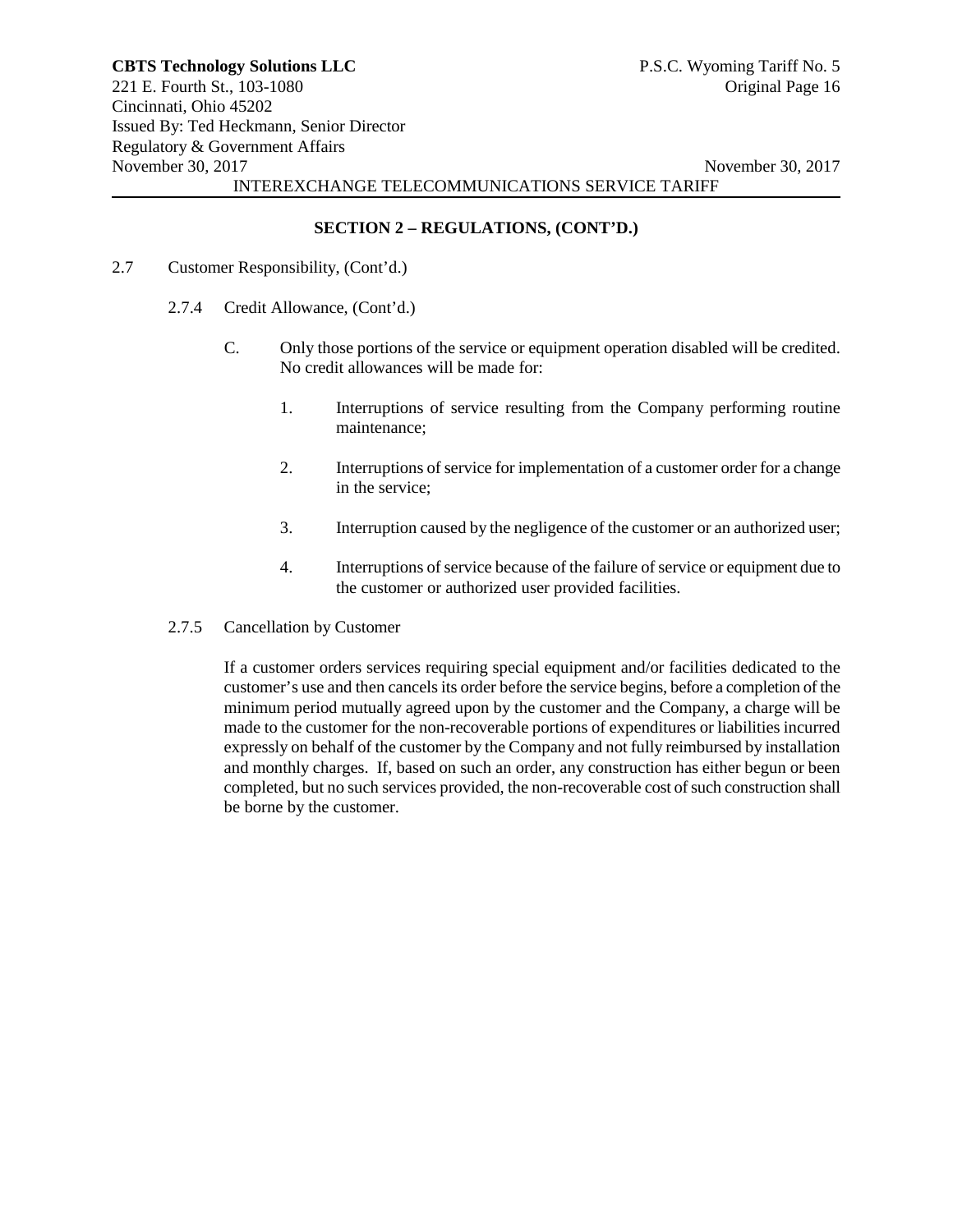## SECTION 2 – REGULATIONS, (CONT'D.)

2.7 Customer Responsibility, (Cont'd.)

2.7.4 Credit Allowance, (Cont'd.)

C. Only those portions of the service or equipment operation disabled will be credited. No credit allowances will be made for:

1. Interruptions of service resulting from the Company performing routine maintenance;

2. Interruptions of service for implementation of a customer order for a change in the service;

3. Interruption caused by the negligence of the customer or an authorized user;

4. Interruptions of service because of the failure of service or equipment due to the customer or authorized user provided facilities.

2.7.5 Cancellation by Customer

If a customer orders services requiring special equipment and/or facilities dedicated to the customer's use and then cancels its order before the service begins, before a completion of the minimum period mutually agreed upon by the customer and the Company, a charge will be made to the customer for the non-recoverable portions of expenditures or liabilities incurred expressly on behalf of the customer by the Company and not fully reimbursed by installation and monthly charges. If, based on such an order, any construction has either begun or been completed, but no such services provided, the non-recoverable cost of such construction shall be borne by the customer.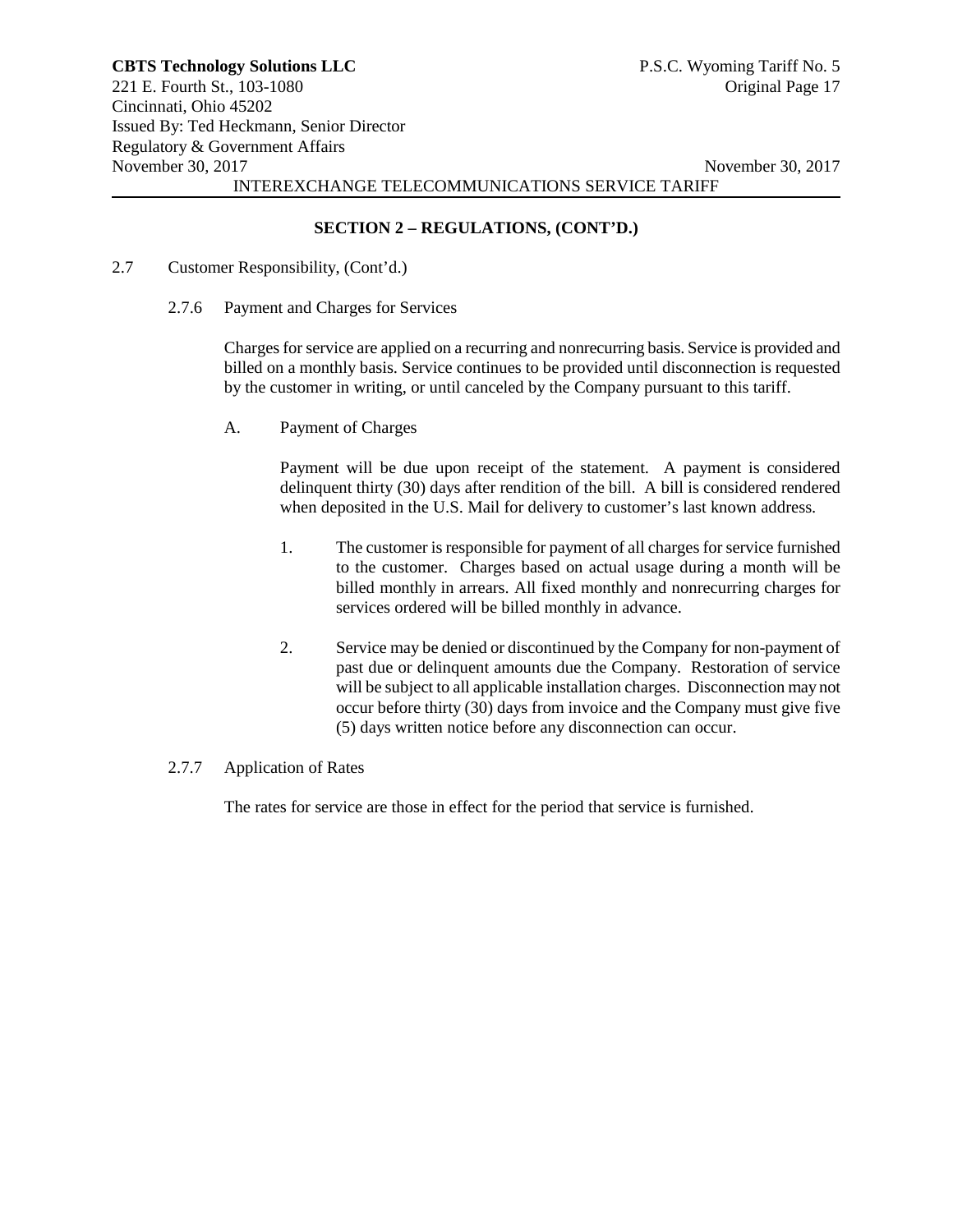## SECTION 2 – REGULATIONS, (CONT'D.)

2.7 Customer Responsibility, (Cont'd.)

### 2.7.6 Payment and Charges for Services

Charges for service are applied on a recurring and nonrecurring basis. Service is provided and billed on a monthly basis. Service continues to be provided until disconnection is requested by the customer in writing, or until canceled by the Company pursuant to this tariff.

A. Payment of Charges

Payment will be due upon receipt of the statement. A payment is considered delinquent thirty (30) days after rendition of the bill. A bill is considered rendered when deposited in the U.S. Mail for delivery to customer's last known address.

1. The customer is responsible for payment of all charges for service furnished to the customer. Charges based on actual usage during a month will be billed monthly in arrears. All fixed monthly and nonrecurring charges for services ordered will be billed monthly in advance.

2. Service may be denied or discontinued by the Company for non-payment of past due or delinquent amounts due the Company. Restoration of service will be subject to all applicable installation charges. Disconnection may not occur before thirty (30) days from invoice and the Company must give five (5) days written notice before any disconnection can occur.

### 2.7.7 Application of Rates

The rates for service are those in effect for the period that service is furnished.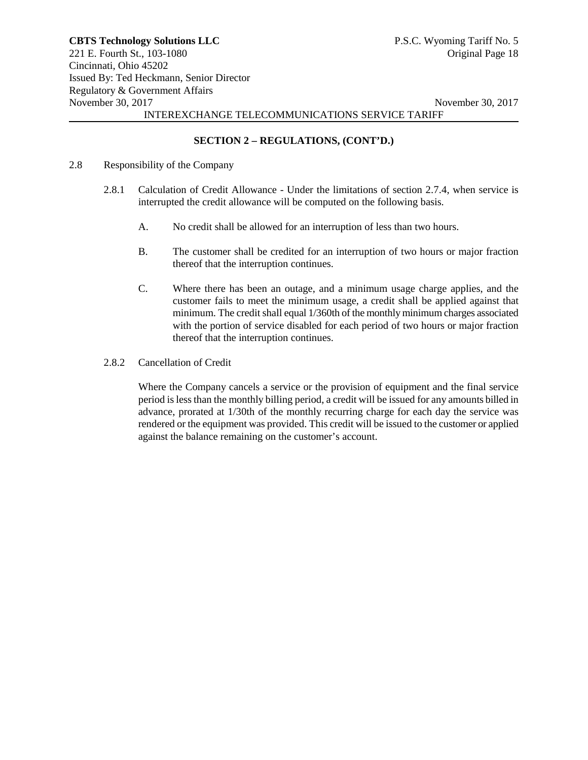## SECTION 2 – REGULATIONS, (CONT'D.)

2.8 Responsibility of the Company

2.8.1 Calculation of Credit Allowance - Under the limitations of section 2.7.4, when service is interrupted the credit allowance will be computed on the following basis.

A. No credit shall be allowed for an interruption of less than two hours.

B. The customer shall be credited for an interruption of two hours or major fraction thereof that the interruption continues.

C. Where there has been an outage, and a minimum usage charge applies, and the customer fails to meet the minimum usage, a credit shall be applied against that minimum. The credit shall equal 1/360th of the monthly minimum charges associated with the portion of service disabled for each period of two hours or major fraction thereof that the interruption continues.

2.8.2 Cancellation of Credit

Where the Company cancels a service or the provision of equipment and the final service period is less than the monthly billing period, a credit will be issued for any amounts billed in advance, prorated at 1/30th of the monthly recurring charge for each day the service was rendered or the equipment was provided. This credit will be issued to the customer or applied against the balance remaining on the customer's account.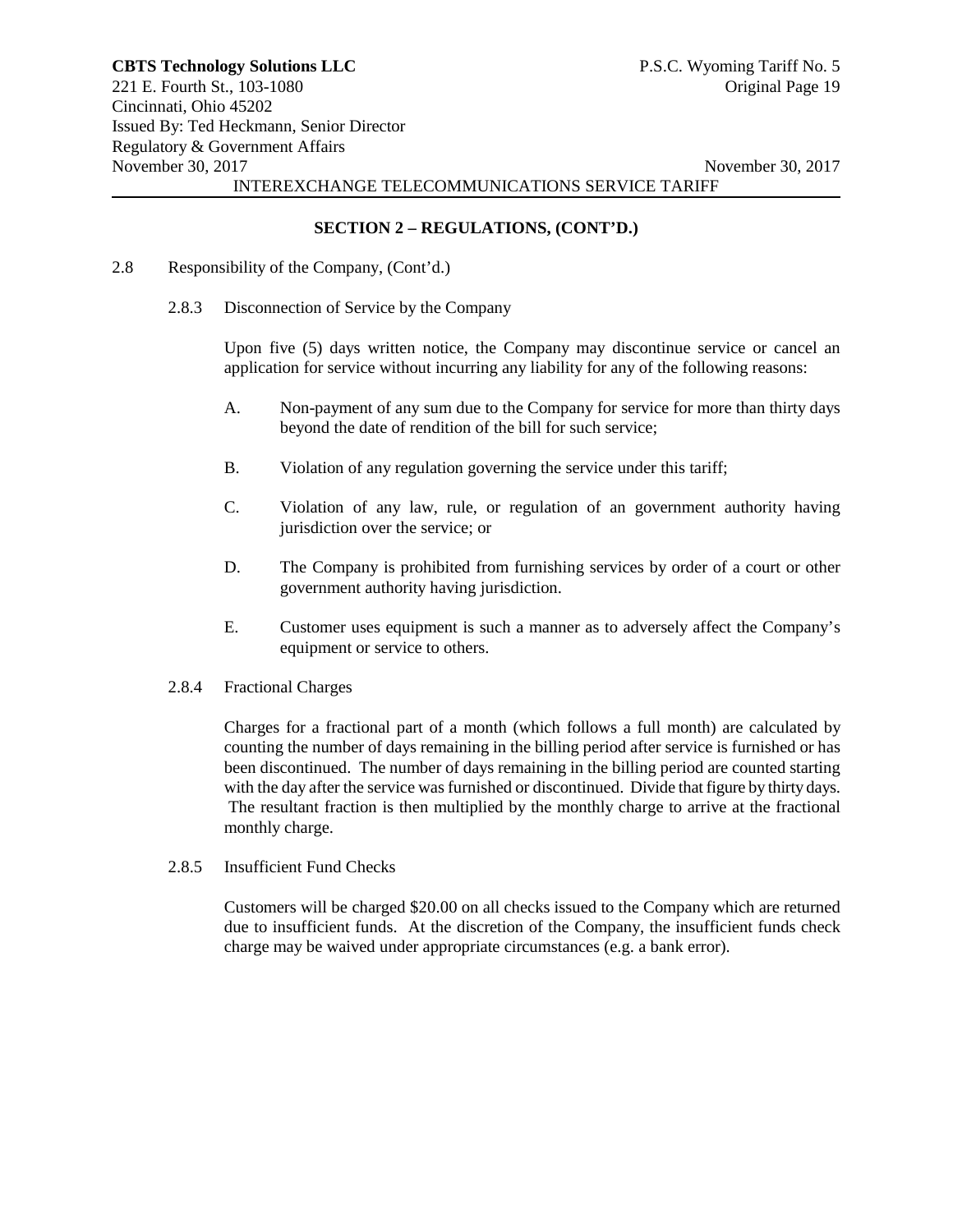## SECTION 2 – REGULATIONS, (CONT'D.)

2.8 Responsibility of the Company, (Cont'd.)

2.8.3 Disconnection of Service by the Company

Upon five (5) days written notice, the Company may discontinue service or cancel an application for service without incurring any liability for any of the following reasons:

A. Non-payment of any sum due to the Company for service for more than thirty days beyond the date of rendition of the bill for such service;

B. Violation of any regulation governing the service under this tariff;

C. Violation of any law, rule, or regulation of an government authority having jurisdiction over the service; or

D. The Company is prohibited from furnishing services by order of a court or other government authority having jurisdiction.

E. Customer uses equipment is such a manner as to adversely affect the Company's equipment or service to others.

2.8.4 Fractional Charges

Charges for a fractional part of a month (which follows a full month) are calculated by counting the number of days remaining in the billing period after service is furnished or has been discontinued. The number of days remaining in the billing period are counted starting with the day after the service was furnished or discontinued. Divide that figure by thirty days. The resultant fraction is then multiplied by the monthly charge to arrive at the fractional monthly charge.

2.8.5 Insufficient Fund Checks

Customers will be charged $20.00 on all checks issued to the Company which are returned due to insufficient funds. At the discretion of the Company, the insufficient funds check charge may be waived under appropriate circumstances (e.g. a bank error).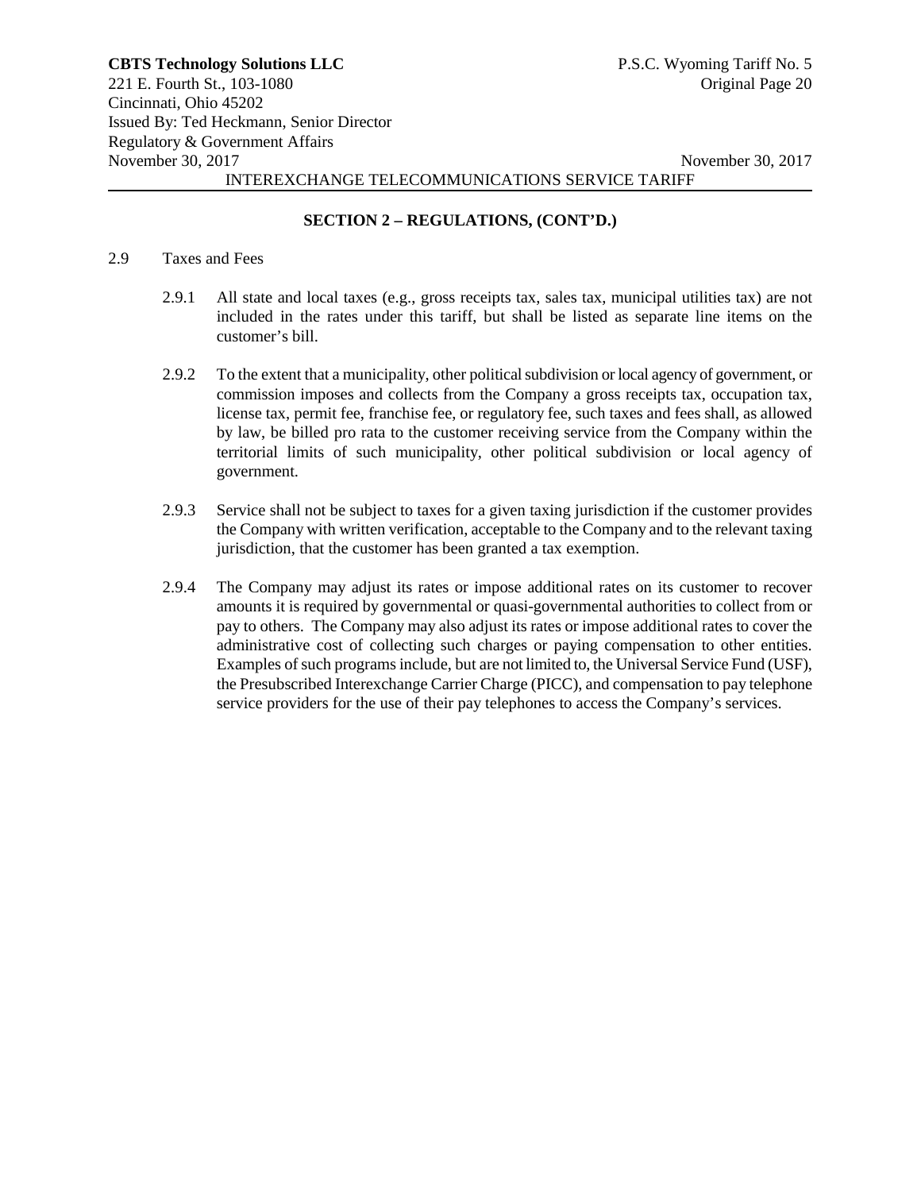## SECTION 2 – REGULATIONS, (CONT'D.)

2.9 Taxes and Fees

2.9.1 All state and local taxes (e.g., gross receipts tax, sales tax, municipal utilities tax) are not included in the rates under this tariff, but shall be listed as separate line items on the customer's bill.

2.9.2 To the extent that a municipality, other political subdivision or local agency of government, or commission imposes and collects from the Company a gross receipts tax, occupation tax, license tax, permit fee, franchise fee, or regulatory fee, such taxes and fees shall, as allowed by law, be billed pro rata to the customer receiving service from the Company within the territorial limits of such municipality, other political subdivision or local agency of government.

2.9.3 Service shall not be subject to taxes for a given taxing jurisdiction if the customer provides the Company with written verification, acceptable to the Company and to the relevant taxing jurisdiction, that the customer has been granted a tax exemption.

2.9.4 The Company may adjust its rates or impose additional rates on its customer to recover amounts it is required by governmental or quasi-governmental authorities to collect from or pay to others. The Company may also adjust its rates or impose additional rates to cover the administrative cost of collecting such charges or paying compensation to other entities. Examples of such programs include, but are not limited to, the Universal Service Fund (USF), the Presubscribed Interexchange Carrier Charge (PICC), and compensation to pay telephone service providers for the use of their pay telephones to access the Company's services.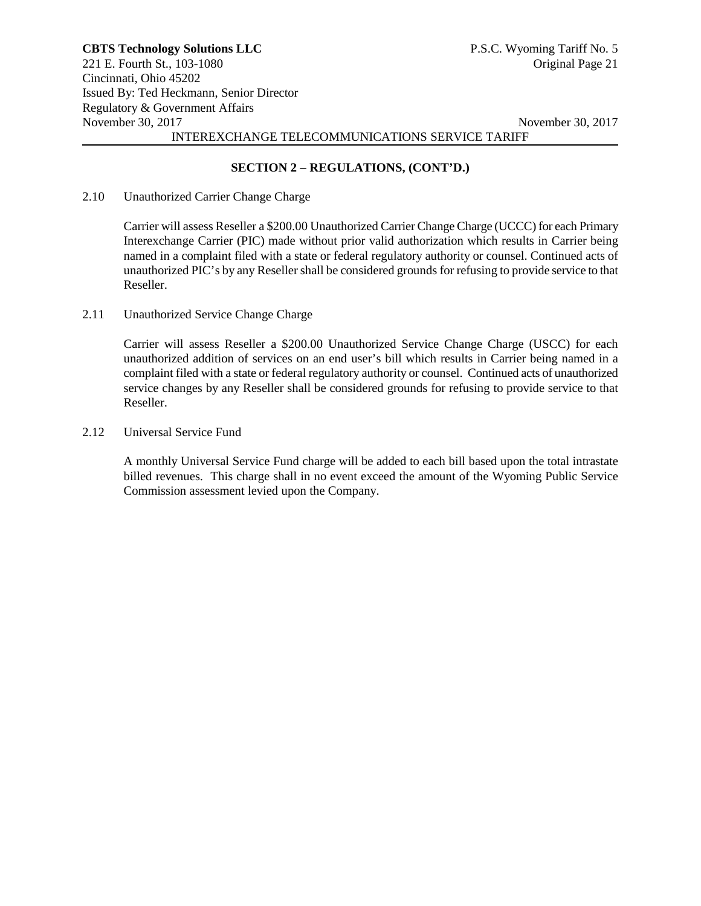## SECTION 2 – REGULATIONS, (CONT'D.)

2.10 Unauthorized Carrier Change Charge

Carrier will assess Reseller a $200.00 Unauthorized Carrier Change Charge (UCCC) for each Primary Interexchange Carrier (PIC) made without prior valid authorization which results in Carrier being named in a complaint filed with a state or federal regulatory authority or counsel. Continued acts of unauthorized PIC's by any Reseller shall be considered grounds for refusing to provide service to that Reseller.

2.11 Unauthorized Service Change Charge

Carrier will assess Reseller a $200.00 Unauthorized Service Change Charge (USCC) for each unauthorized addition of services on an end user's bill which results in Carrier being named in a complaint filed with a state or federal regulatory authority or counsel. Continued acts of unauthorized service changes by any Reseller shall be considered grounds for refusing to provide service to that Reseller.

2.12 Universal Service Fund

A monthly Universal Service Fund charge will be added to each bill based upon the total intrastate billed revenues. This charge shall in no event exceed the amount of the Wyoming Public Service Commission assessment levied upon the Company.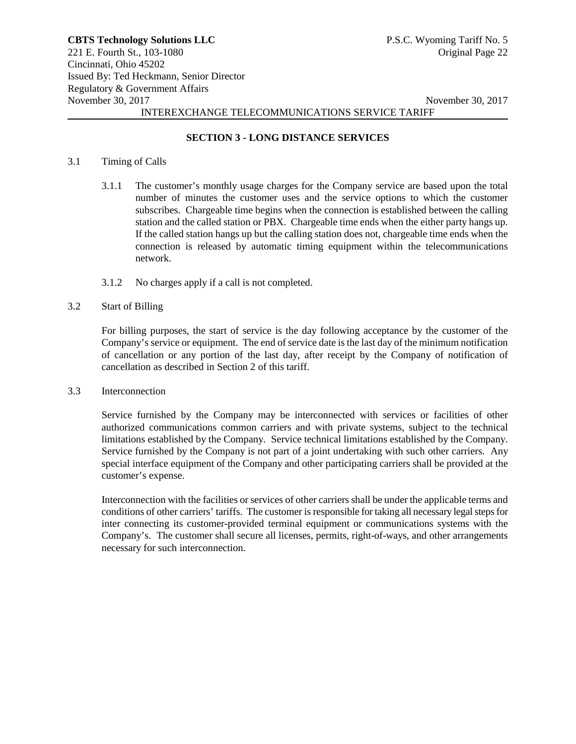## SECTION 3 - LONG DISTANCE SERVICES

3.1 Timing of Calls

3.1.1 The customer's monthly usage charges for the Company service are based upon the total number of minutes the customer uses and the service options to which the customer subscribes. Chargeable time begins when the connection is established between the calling station and the called station or PBX. Chargeable time ends when the either party hangs up. If the called station hangs up but the calling station does not, chargeable time ends when the connection is released by automatic timing equipment within the telecommunications network.

3.1.2 No charges apply if a call is not completed.

3.2 Start of Billing

For billing purposes, the start of service is the day following acceptance by the customer of the Company's service or equipment. The end of service date is the last day of the minimum notification of cancellation or any portion of the last day, after receipt by the Company of notification of cancellation as described in Section 2 of this tariff.

3.3 Interconnection

Service furnished by the Company may be interconnected with services or facilities of other authorized communications common carriers and with private systems, subject to the technical limitations established by the Company. Service technical limitations established by the Company. Service furnished by the Company is not part of a joint undertaking with such other carriers. Any special interface equipment of the Company and other participating carriers shall be provided at the customer's expense.

Interconnection with the facilities or services of other carriers shall be under the applicable terms and conditions of other carriers' tariffs. The customer is responsible for taking all necessary legal steps for inter connecting its customer-provided terminal equipment or communications systems with the Company's. The customer shall secure all licenses, permits, right-of-ways, and other arrangements necessary for such interconnection.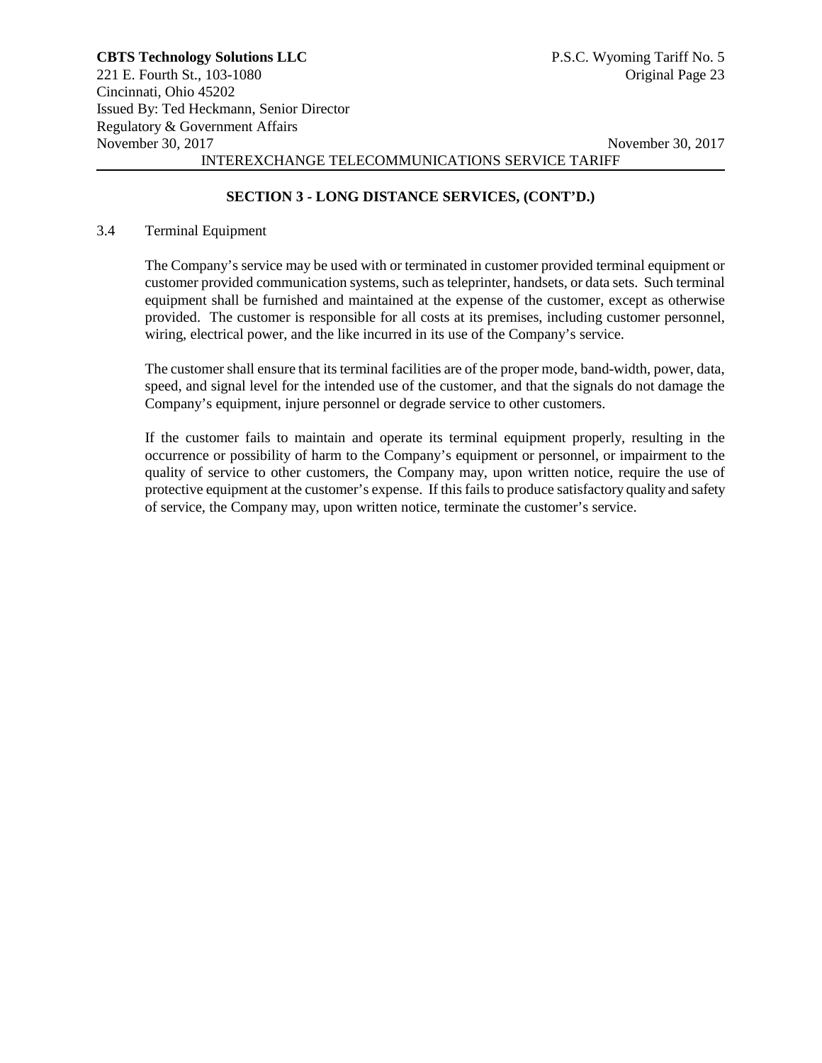## SECTION 3 - LONG DISTANCE SERVICES, (CONT'D.)

### 3.4 Terminal Equipment

The Company's service may be used with or terminated in customer provided terminal equipment or customer provided communication systems, such as teleprinter, handsets, or data sets. Such terminal equipment shall be furnished and maintained at the expense of the customer, except as otherwise provided. The customer is responsible for all costs at its premises, including customer personnel, wiring, electrical power, and the like incurred in its use of the Company's service.

The customer shall ensure that its terminal facilities are of the proper mode, band-width, power, data, speed, and signal level for the intended use of the customer, and that the signals do not damage the Company's equipment, injure personnel or degrade service to other customers.

If the customer fails to maintain and operate its terminal equipment properly, resulting in the occurrence or possibility of harm to the Company's equipment or personnel, or impairment to the quality of service to other customers, the Company may, upon written notice, require the use of protective equipment at the customer's expense. If this fails to produce satisfactory quality and safety of service, the Company may, upon written notice, terminate the customer's service.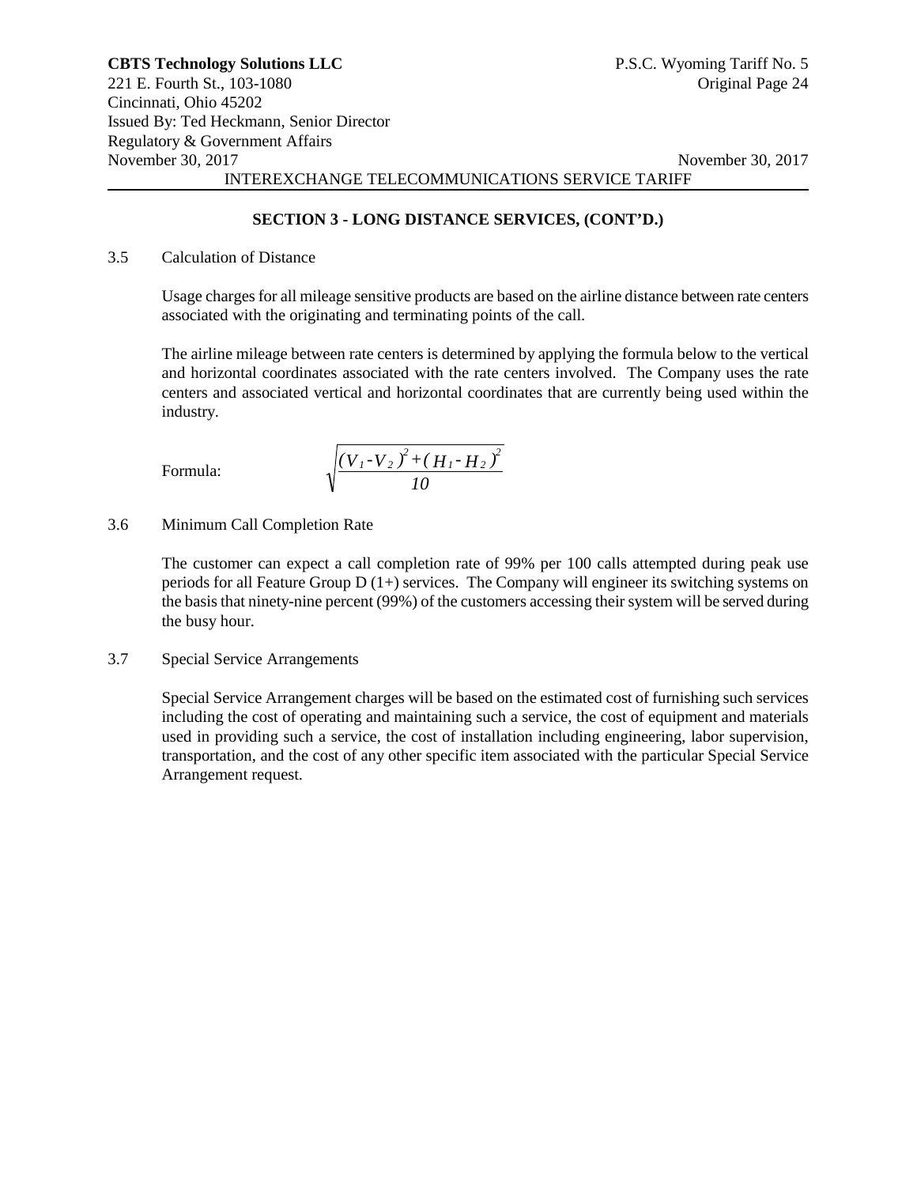## SECTION 3 - LONG DISTANCE SERVICES, (CONT'D.)

### 3.5 Calculation of Distance

Usage charges for all mileage sensitive products are based on the airline distance between rate centers associated with the originating and terminating points of the call.

The airline mileage between rate centers is determined by applying the formula below to the vertical and horizontal coordinates associated with the rate centers involved. The Company uses the rate centers and associated vertical and horizontal coordinates that are currently being used within the industry.

Formula:

$$\sqrt{\frac{(V_1 - V_2)^2 + (H_1 - H_2)^2}{10}}$$

### 3.6 Minimum Call Completion Rate

The customer can expect a call completion rate of 99% per 100 calls attempted during peak use periods for all Feature Group D (1+) services. The Company will engineer its switching systems on the basis that ninety-nine percent (99%) of the customers accessing their system will be served during the busy hour.

### 3.7 Special Service Arrangements

Special Service Arrangement charges will be based on the estimated cost of furnishing such services including the cost of operating and maintaining such a service, the cost of equipment and materials used in providing such a service, the cost of installation including engineering, labor supervision, transportation, and the cost of any other specific item associated with the particular Special Service Arrangement request.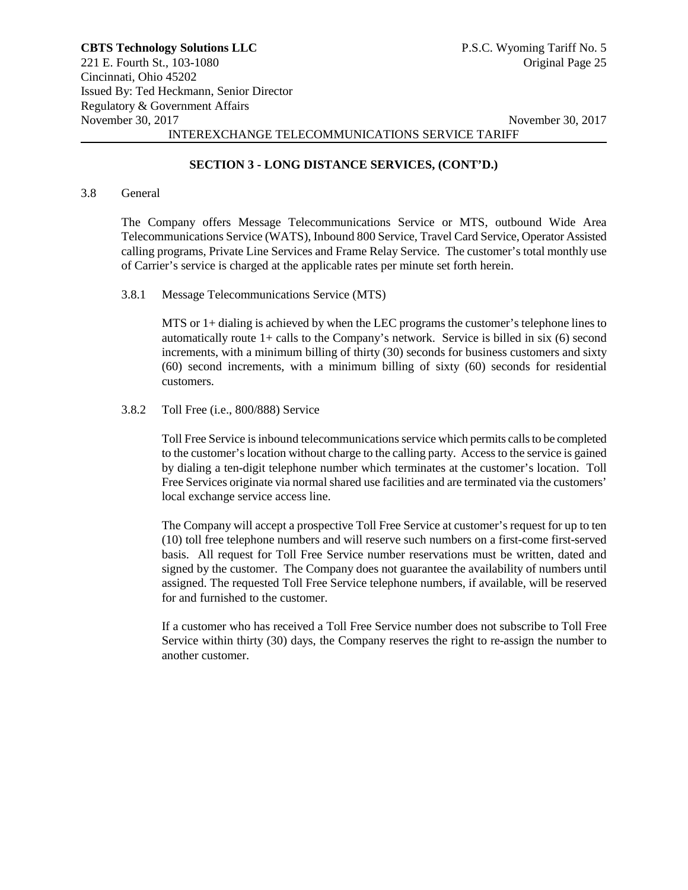## SECTION 3 - LONG DISTANCE SERVICES, (CONT'D.)

3.8 General

The Company offers Message Telecommunications Service or MTS, outbound Wide Area Telecommunications Service (WATS), Inbound 800 Service, Travel Card Service, Operator Assisted calling programs, Private Line Services and Frame Relay Service. The customer's total monthly use of Carrier's service is charged at the applicable rates per minute set forth herein.

3.8.1 Message Telecommunications Service (MTS)

MTS or 1+ dialing is achieved by when the LEC programs the customer's telephone lines to automatically route 1+ calls to the Company's network. Service is billed in six (6) second increments, with a minimum billing of thirty (30) seconds for business customers and sixty (60) second increments, with a minimum billing of sixty (60) seconds for residential customers.

3.8.2 Toll Free (i.e., 800/888) Service

Toll Free Service is inbound telecommunications service which permits calls to be completed to the customer's location without charge to the calling party. Access to the service is gained by dialing a ten-digit telephone number which terminates at the customer's location. Toll Free Services originate via normal shared use facilities and are terminated via the customers' local exchange service access line.

The Company will accept a prospective Toll Free Service at customer's request for up to ten (10) toll free telephone numbers and will reserve such numbers on a first-come first-served basis. All request for Toll Free Service number reservations must be written, dated and signed by the customer. The Company does not guarantee the availability of numbers until assigned. The requested Toll Free Service telephone numbers, if available, will be reserved for and furnished to the customer.

If a customer who has received a Toll Free Service number does not subscribe to Toll Free Service within thirty (30) days, the Company reserves the right to re-assign the number to another customer.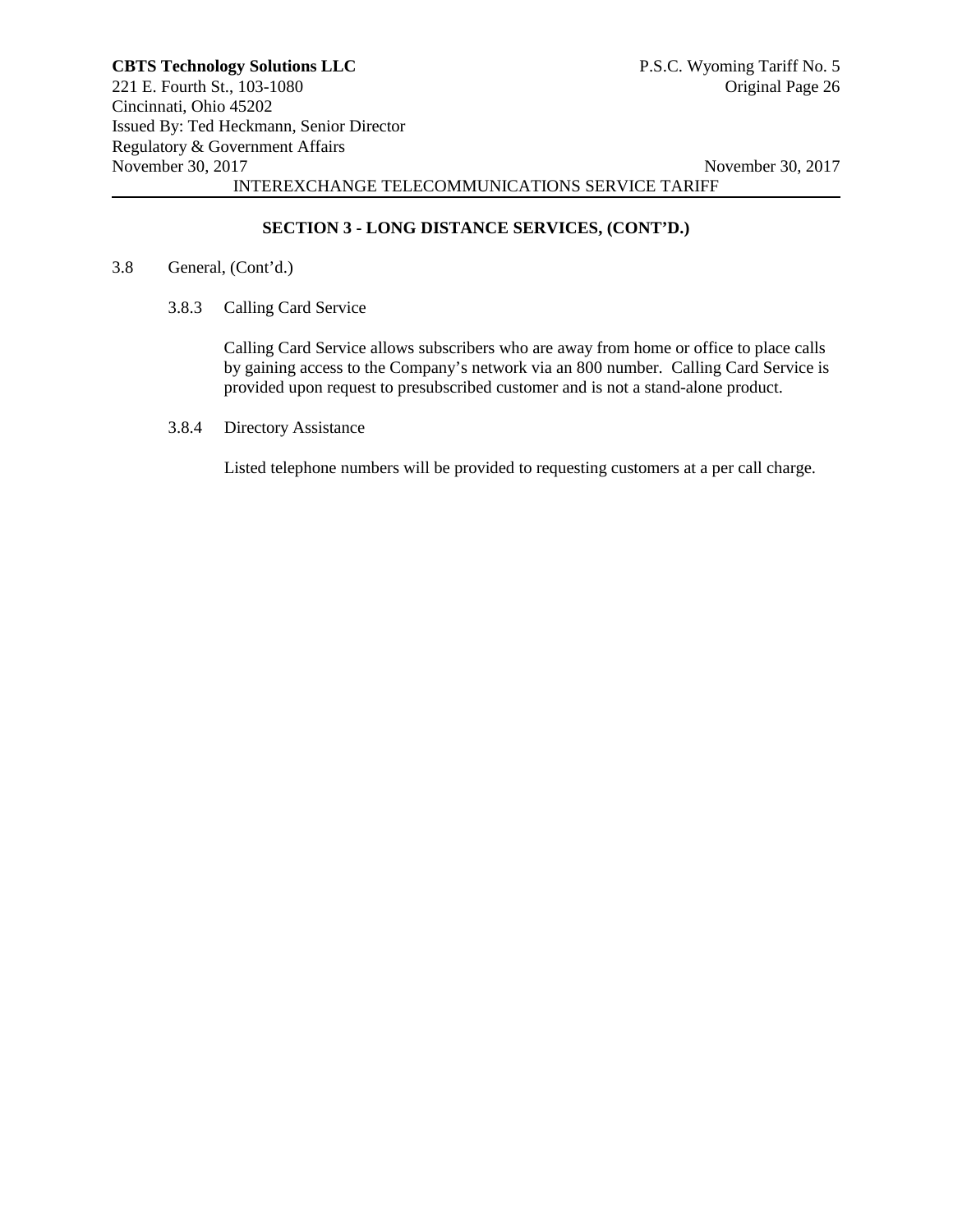## SECTION 3 - LONG DISTANCE SERVICES, (CONT'D.)

3.8 General, (Cont'd.)

3.8.3 Calling Card Service

Calling Card Service allows subscribers who are away from home or office to place calls by gaining access to the Company's network via an 800 number. Calling Card Service is provided upon request to presubscribed customer and is not a stand-alone product.

3.8.4 Directory Assistance

Listed telephone numbers will be provided to requesting customers at a per call charge.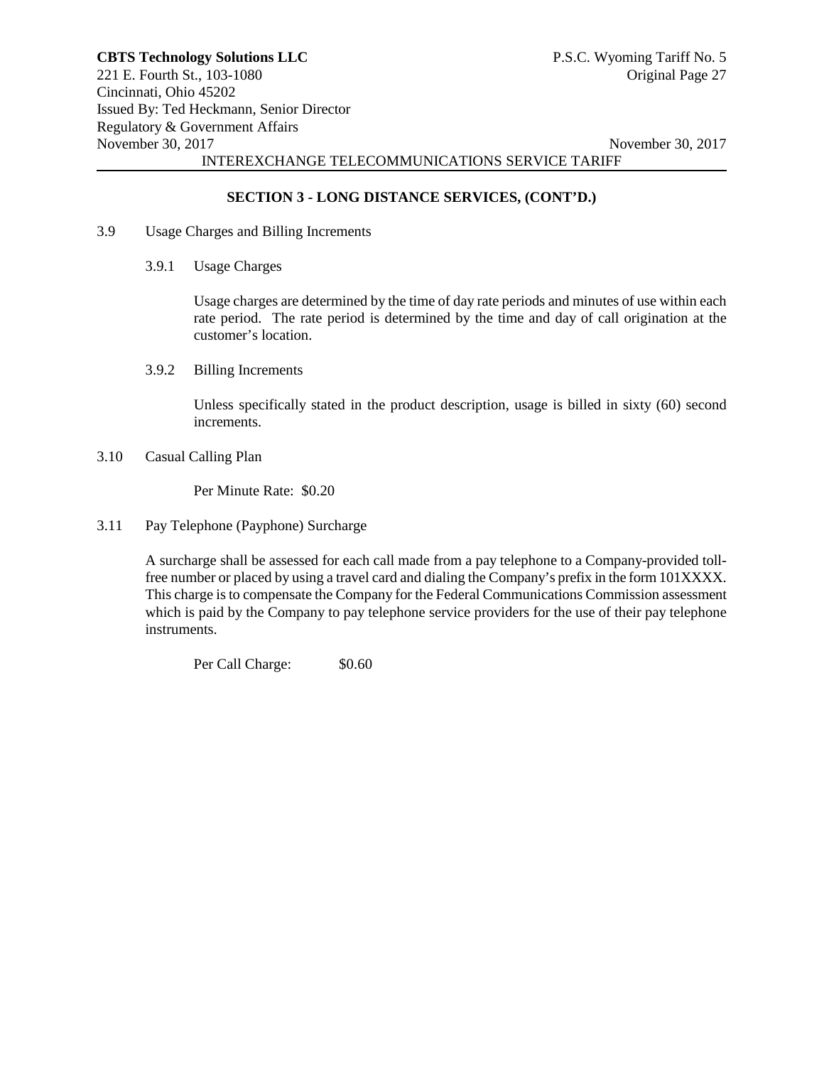## SECTION 3 - LONG DISTANCE SERVICES, (CONT'D.)

3.9 Usage Charges and Billing Increments

3.9.1 Usage Charges

Usage charges are determined by the time of day rate periods and minutes of use within each rate period. The rate period is determined by the time and day of call origination at the customer's location.

3.9.2 Billing Increments

Unless specifically stated in the product description, usage is billed in sixty (60) second increments.

3.10 Casual Calling Plan

Per Minute Rate: $0.20

3.11 Pay Telephone (Payphone) Surcharge

A surcharge shall be assessed for each call made from a pay telephone to a Company-provided toll-free number or placed by using a travel card and dialing the Company's prefix in the form 101XXXX. This charge is to compensate the Company for the Federal Communications Commission assessment which is paid by the Company to pay telephone service providers for the use of their pay telephone instruments.

Per Call Charge: $0.60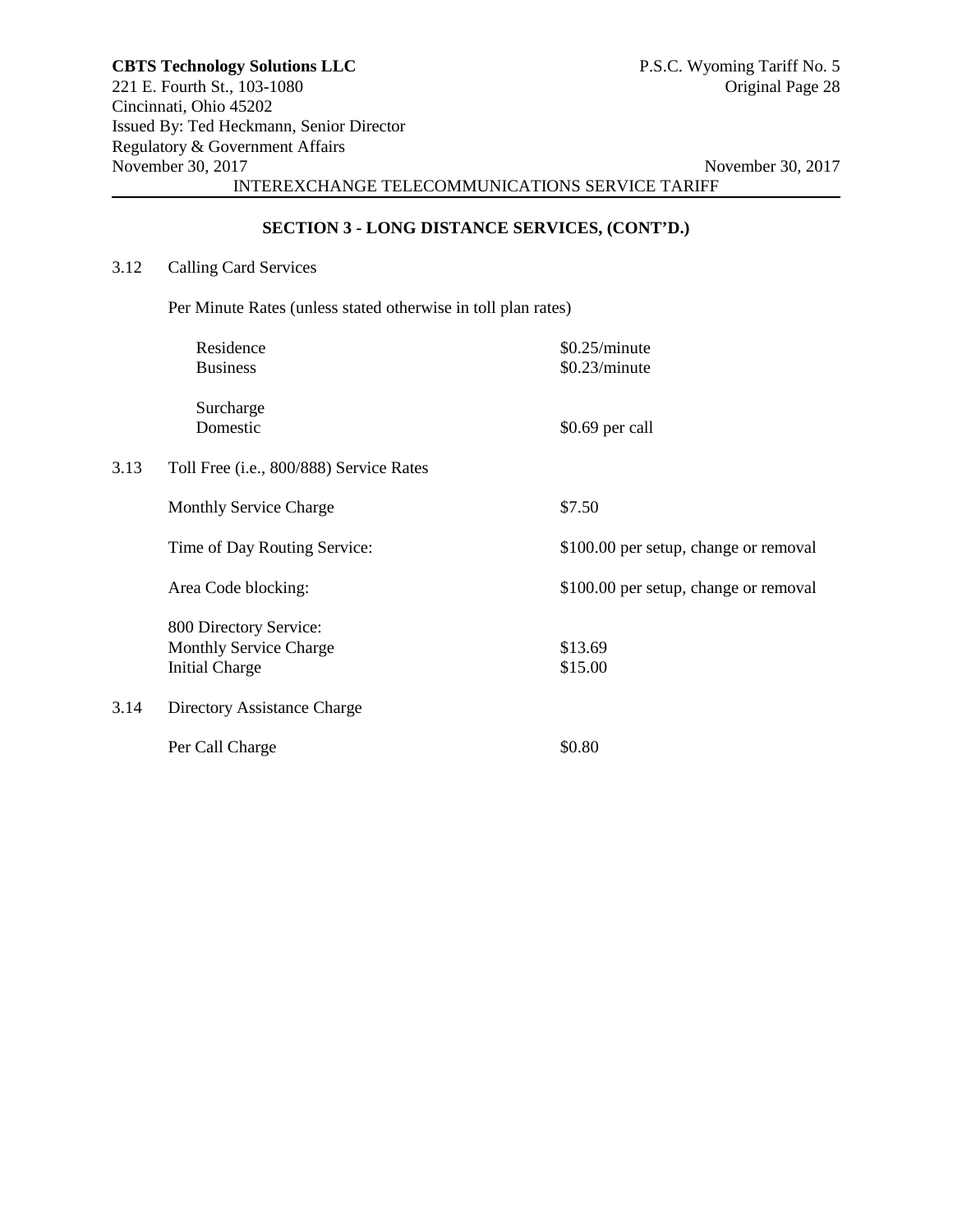## SECTION 3 - LONG DISTANCE SERVICES, (CONT'D.)

3.12 Calling Card Services

Per Minute Rates (unless stated otherwise in toll plan rates)

| | |
|---|---|
| Residence | $0.25/minute |
| Business | $0.23/minute |
| Surcharge | |
| Domestic | $0.69 per call |

3.13 Toll Free (i.e., 800/888) Service Rates

| | |
|---|---|
| Monthly Service Charge | $7.50 |
| Time of Day Routing Service: | $100.00 per setup, change or removal |
| Area Code blocking: | $100.00 per setup, change or removal |
| 800 Directory Service: | |
| Monthly Service Charge | $13.69 |
| Initial Charge | $15.00 |

3.14 Directory Assistance Charge

| | |
|---|---|
| Per Call Charge | $0.80 |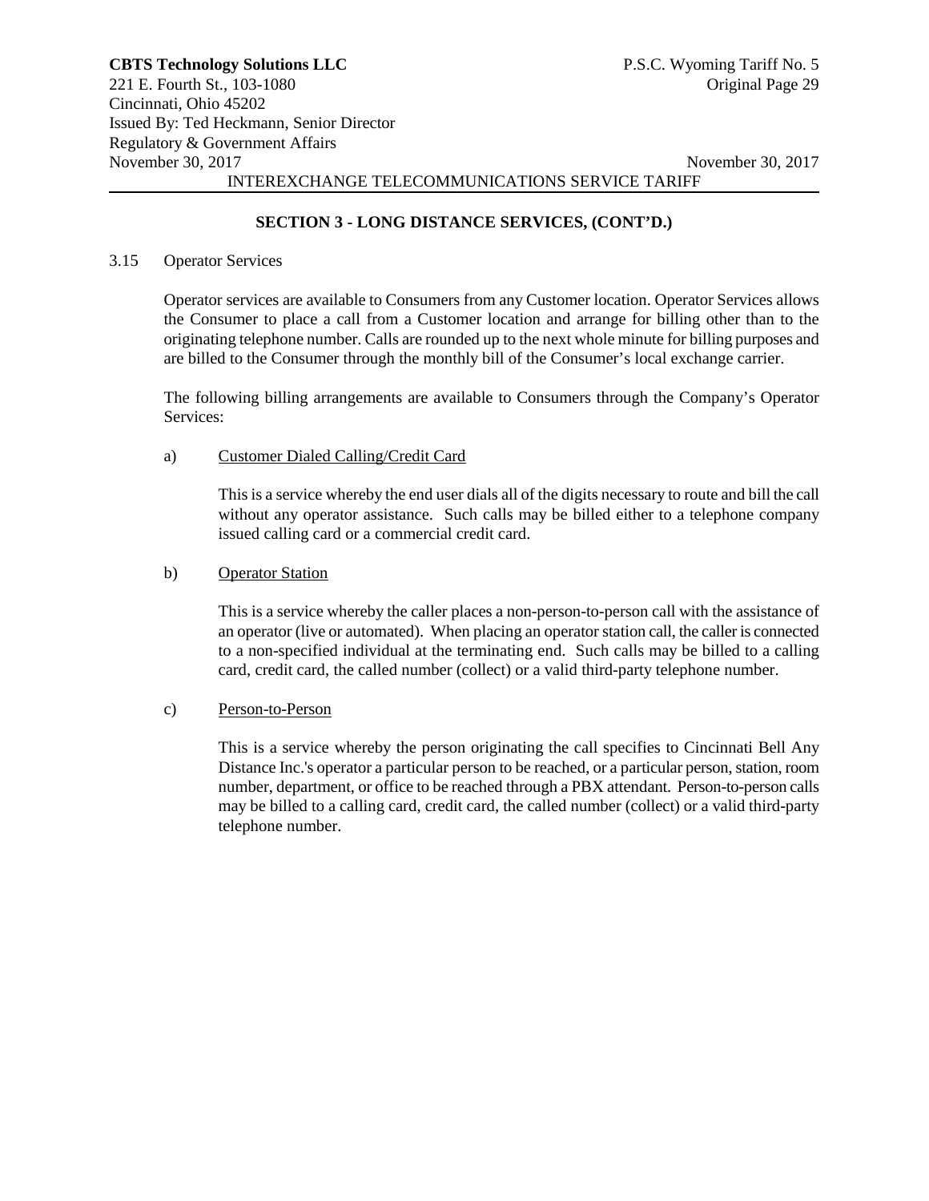## SECTION 3 - LONG DISTANCE SERVICES, (CONT'D.)

3.15 Operator Services

Operator services are available to Consumers from any Customer location. Operator Services allows the Consumer to place a call from a Customer location and arrange for billing other than to the originating telephone number. Calls are rounded up to the next whole minute for billing purposes and are billed to the Consumer through the monthly bill of the Consumer's local exchange carrier.

The following billing arrangements are available to Consumers through the Company's Operator Services:

a) Customer Dialed Calling/Credit Card

This is a service whereby the end user dials all of the digits necessary to route and bill the call without any operator assistance. Such calls may be billed either to a telephone company issued calling card or a commercial credit card.

b) Operator Station

This is a service whereby the caller places a non-person-to-person call with the assistance of an operator (live or automated). When placing an operator station call, the caller is connected to a non-specified individual at the terminating end. Such calls may be billed to a calling card, credit card, the called number (collect) or a valid third-party telephone number.

c) Person-to-Person

This is a service whereby the person originating the call specifies to Cincinnati Bell Any Distance Inc.'s operator a particular person to be reached, or a particular person, station, room number, department, or office to be reached through a PBX attendant. Person-to-person calls may be billed to a calling card, credit card, the called number (collect) or a valid third-party telephone number.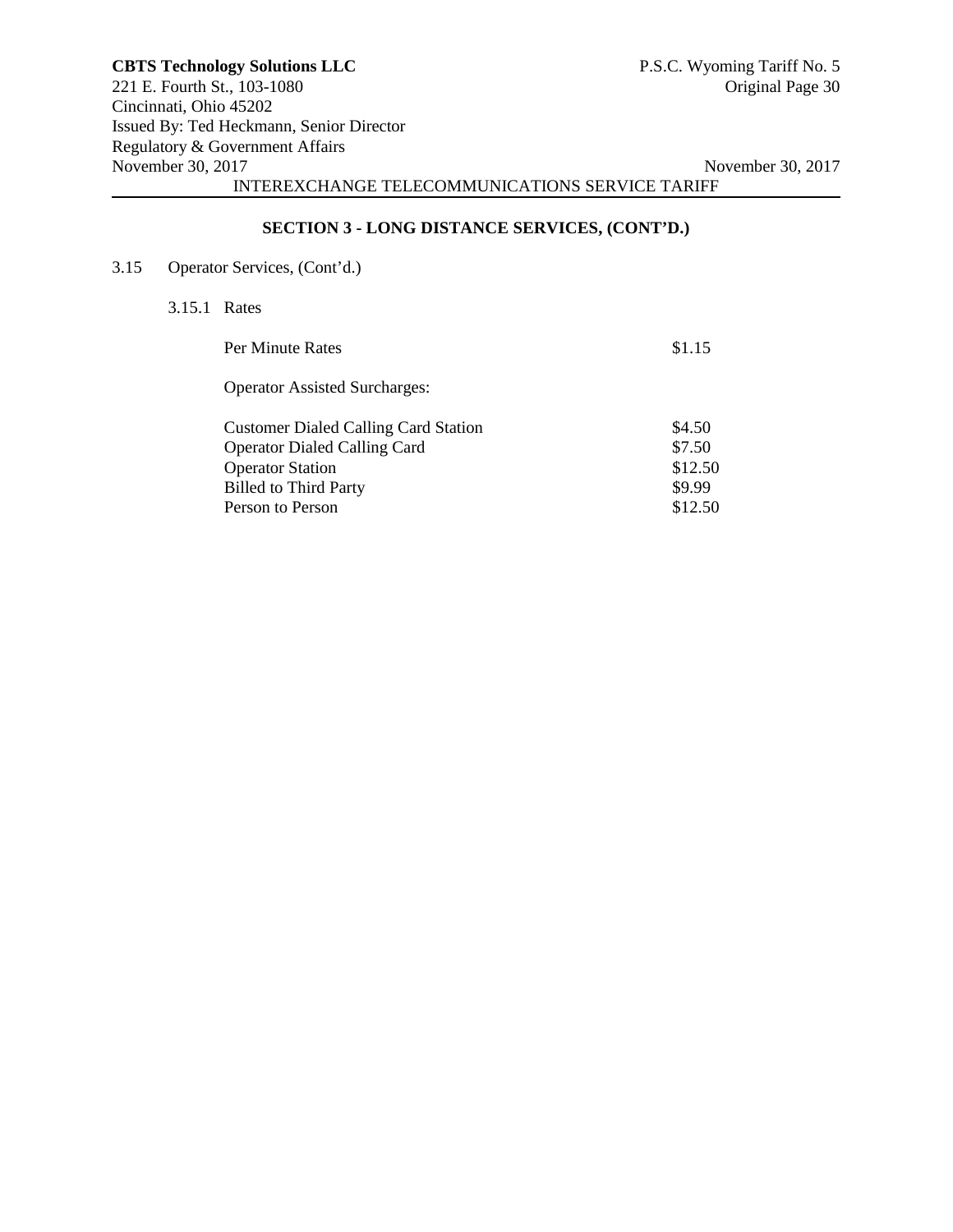## SECTION 3 - LONG DISTANCE SERVICES, (CONT'D.)

3.15 Operator Services, (Cont'd.)

3.15.1 Rates

| | |
|---|---|
| Per Minute Rates | $1.15 |
| Operator Assisted Surcharges: | |
| Customer Dialed Calling Card Station | $4.50 |
| Operator Dialed Calling Card | $7.50 |
| Operator Station | $12.50 |
| Billed to Third Party | $9.99 |
| Person to Person | $12.50 |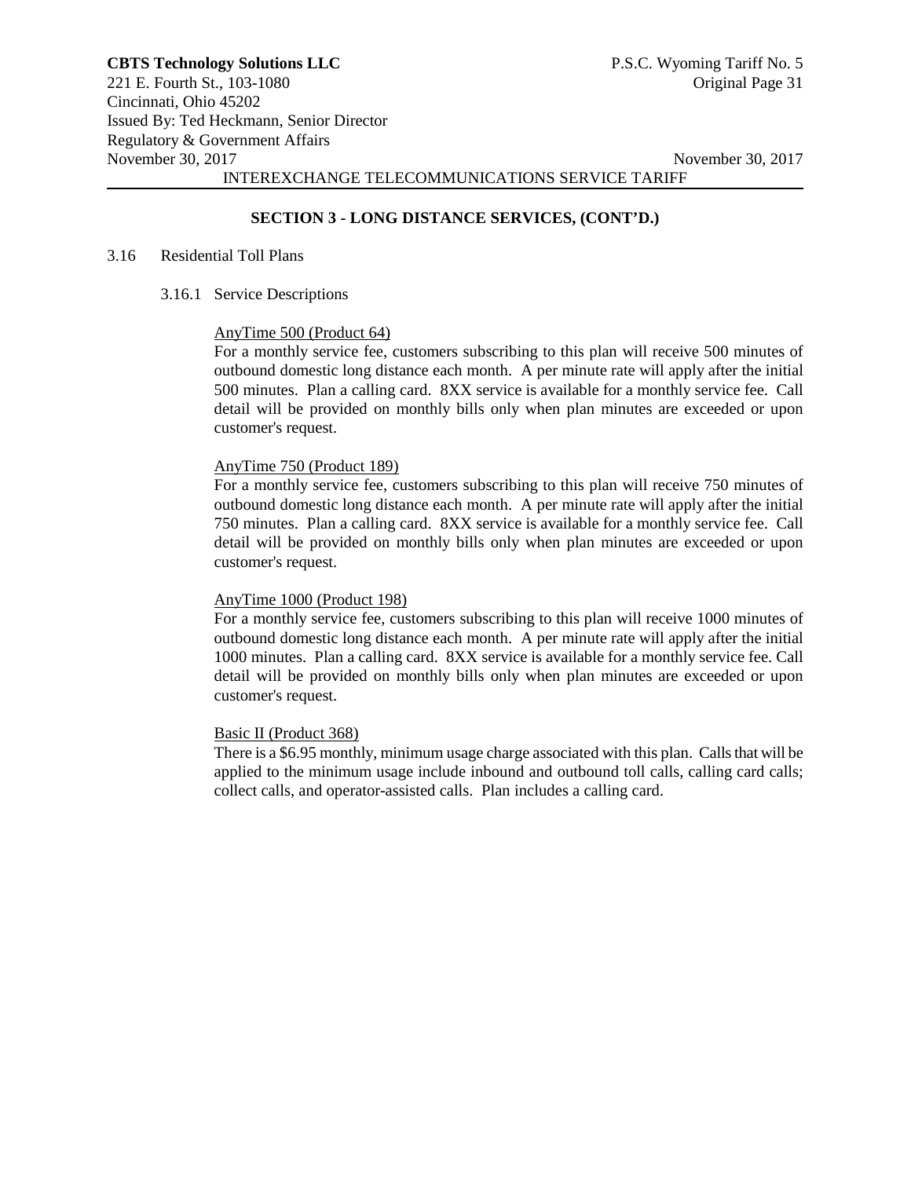## SECTION 3 - LONG DISTANCE SERVICES, (CONT'D.)

3.16 Residential Toll Plans

3.16.1 Service Descriptions

AnyTime 500 (Product 64)

For a monthly service fee, customers subscribing to this plan will receive 500 minutes of outbound domestic long distance each month. A per minute rate will apply after the initial 500 minutes. Plan a calling card. 8XX service is available for a monthly service fee. Call detail will be provided on monthly bills only when plan minutes are exceeded or upon customer's request.

AnyTime 750 (Product 189)

For a monthly service fee, customers subscribing to this plan will receive 750 minutes of outbound domestic long distance each month. A per minute rate will apply after the initial 750 minutes. Plan a calling card. 8XX service is available for a monthly service fee. Call detail will be provided on monthly bills only when plan minutes are exceeded or upon customer's request.

AnyTime 1000 (Product 198)

For a monthly service fee, customers subscribing to this plan will receive 1000 minutes of outbound domestic long distance each month. A per minute rate will apply after the initial 1000 minutes. Plan a calling card. 8XX service is available for a monthly service fee. Call detail will be provided on monthly bills only when plan minutes are exceeded or upon customer's request.

Basic II (Product 368)

There is a $6.95 monthly, minimum usage charge associated with this plan. Calls that will be applied to the minimum usage include inbound and outbound toll calls, calling card calls; collect calls, and operator-assisted calls. Plan includes a calling card.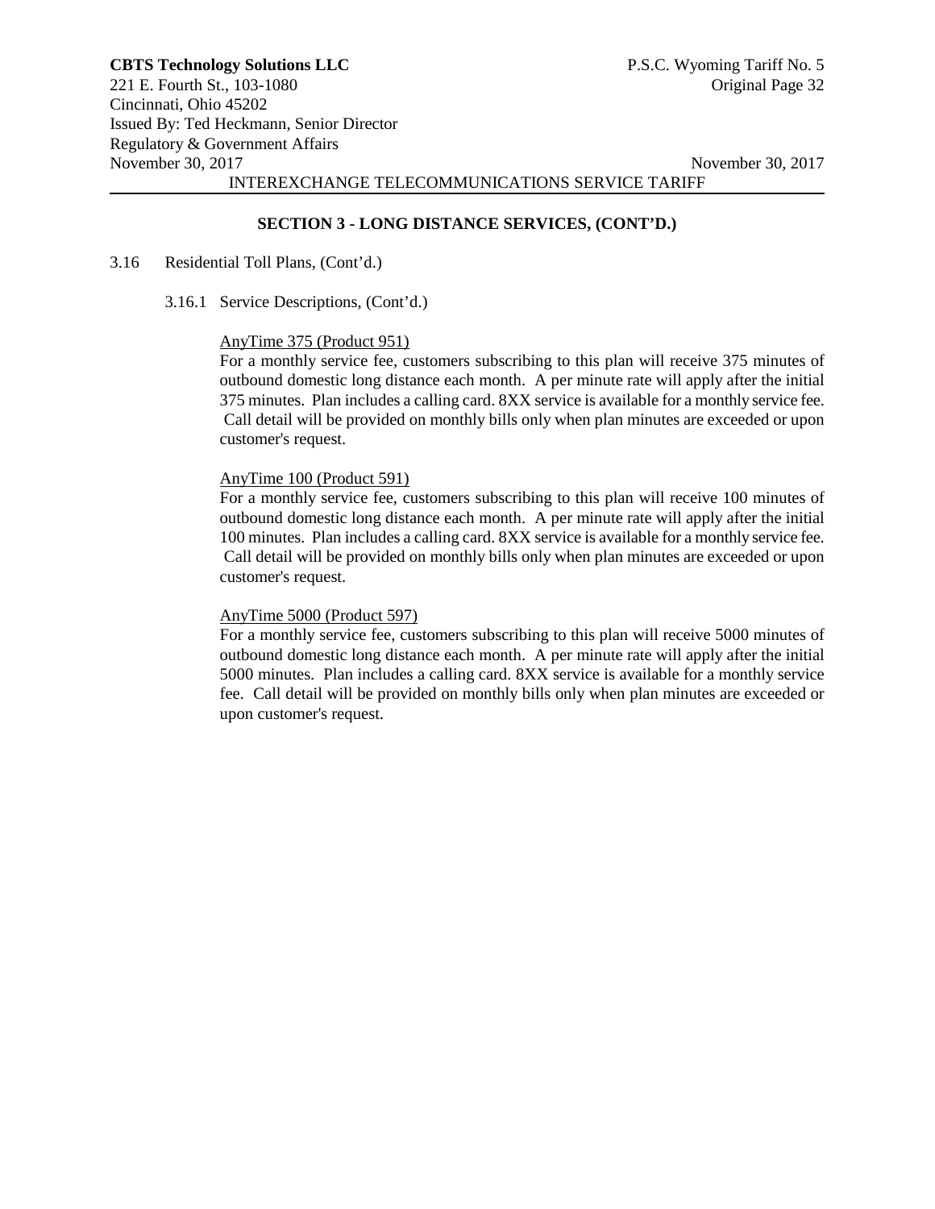## SECTION 3 - LONG DISTANCE SERVICES, (CONT'D.)

3.16 Residential Toll Plans, (Cont'd.)

3.16.1 Service Descriptions, (Cont'd.)

AnyTime 375 (Product 951)

For a monthly service fee, customers subscribing to this plan will receive 375 minutes of outbound domestic long distance each month. A per minute rate will apply after the initial 375 minutes. Plan includes a calling card. 8XX service is available for a monthly service fee. Call detail will be provided on monthly bills only when plan minutes are exceeded or upon customer's request.

AnyTime 100 (Product 591)

For a monthly service fee, customers subscribing to this plan will receive 100 minutes of outbound domestic long distance each month. A per minute rate will apply after the initial 100 minutes. Plan includes a calling card. 8XX service is available for a monthly service fee. Call detail will be provided on monthly bills only when plan minutes are exceeded or upon customer's request.

AnyTime 5000 (Product 597)

For a monthly service fee, customers subscribing to this plan will receive 5000 minutes of outbound domestic long distance each month. A per minute rate will apply after the initial 5000 minutes. Plan includes a calling card. 8XX service is available for a monthly service fee. Call detail will be provided on monthly bills only when plan minutes are exceeded or upon customer's request.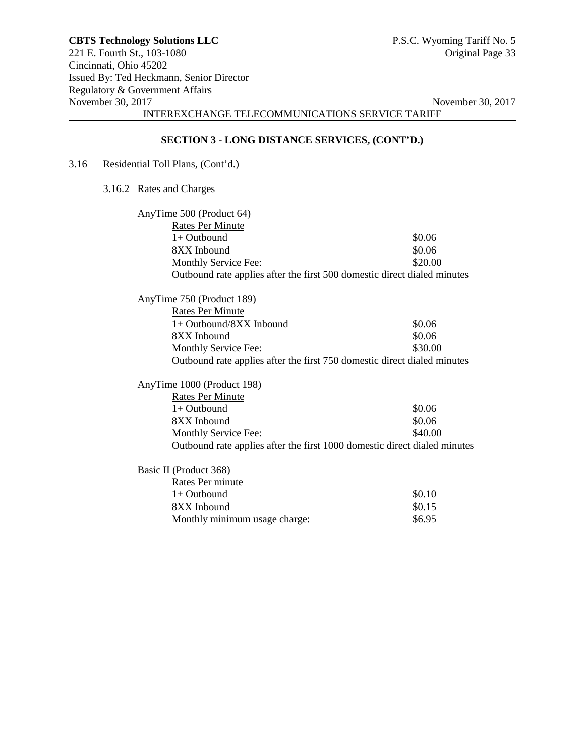## SECTION 3 - LONG DISTANCE SERVICES, (CONT'D.)

3.16 Residential Toll Plans, (Cont'd.)

3.16.2 Rates and Charges

AnyTime 500 (Product 64)

| Rates Per Minute | |
|---|---|
| 1+ Outbound | $0.06 |
| 8XX Inbound | $0.06 |
| Monthly Service Fee: | $20.00 |

Outbound rate applies after the first 500 domestic direct dialed minutes

AnyTime 750 (Product 189)

| Rates Per Minute | |
|---|---|
| 1+ Outbound/8XX Inbound | $0.06 |
| 8XX Inbound | $0.06 |
| Monthly Service Fee: | $30.00 |

Outbound rate applies after the first 750 domestic direct dialed minutes

AnyTime 1000 (Product 198)

| Rates Per Minute | |
|---|---|
| 1+ Outbound | $0.06 |
| 8XX Inbound | $0.06 |
| Monthly Service Fee: | $40.00 |

Outbound rate applies after the first 1000 domestic direct dialed minutes

Basic II (Product 368)

| Rates Per minute | |
|---|---|
| 1+ Outbound | $0.10 |
| 8XX Inbound | $0.15 |
| Monthly minimum usage charge: | $6.95 |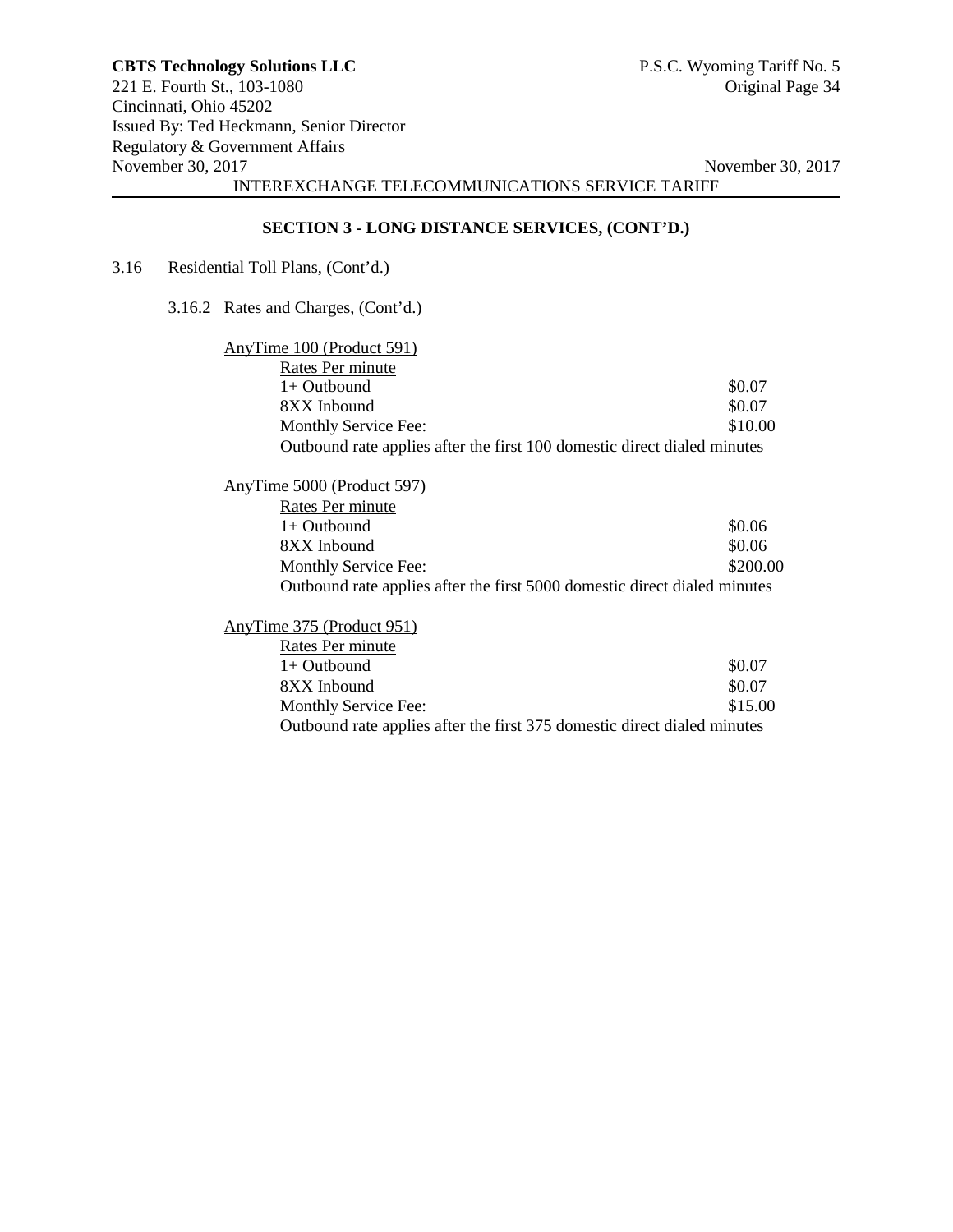## SECTION 3 - LONG DISTANCE SERVICES, (CONT'D.)

3.16 Residential Toll Plans, (Cont'd.)

3.16.2 Rates and Charges, (Cont'd.)

AnyTime 100 (Product 591)

| Rates Per minute | |
|---|---|
| 1+ Outbound | $0.07 |
| 8XX Inbound | $0.07 |
| Monthly Service Fee: | $10.00 |

Outbound rate applies after the first 100 domestic direct dialed minutes

AnyTime 5000 (Product 597)

| Rates Per minute | |
|---|---|
| 1+ Outbound | $0.06 |
| 8XX Inbound | $0.06 |
| Monthly Service Fee: | $200.00 |

Outbound rate applies after the first 5000 domestic direct dialed minutes

AnyTime 375 (Product 951)

| Rates Per minute | |
|---|---|
| 1+ Outbound | $0.07 |
| 8XX Inbound | $0.07 |
| Monthly Service Fee: | $15.00 |

Outbound rate applies after the first 375 domestic direct dialed minutes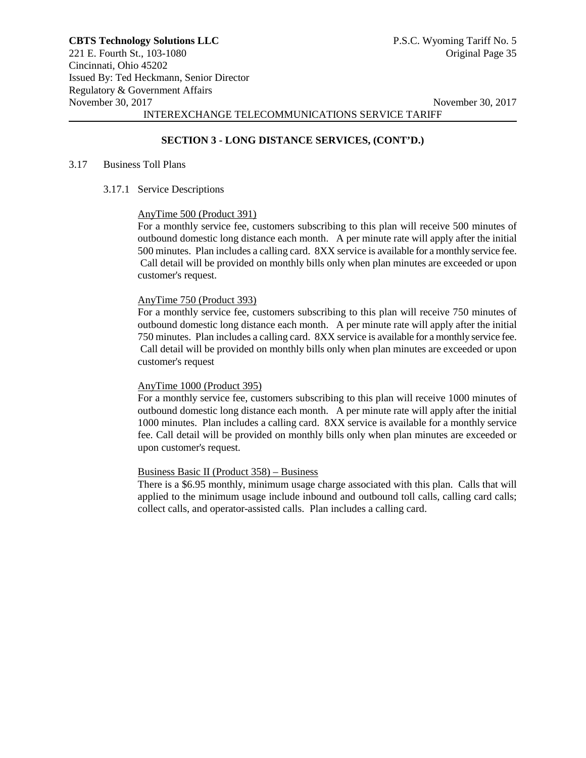## SECTION 3 - LONG DISTANCE SERVICES, (CONT'D.)

3.17 Business Toll Plans

3.17.1 Service Descriptions

AnyTime 500 (Product 391)

For a monthly service fee, customers subscribing to this plan will receive 500 minutes of outbound domestic long distance each month. A per minute rate will apply after the initial 500 minutes. Plan includes a calling card. 8XX service is available for a monthly service fee. Call detail will be provided on monthly bills only when plan minutes are exceeded or upon customer's request.

AnyTime 750 (Product 393)

For a monthly service fee, customers subscribing to this plan will receive 750 minutes of outbound domestic long distance each month. A per minute rate will apply after the initial 750 minutes. Plan includes a calling card. 8XX service is available for a monthly service fee. Call detail will be provided on monthly bills only when plan minutes are exceeded or upon customer's request

AnyTime 1000 (Product 395)

For a monthly service fee, customers subscribing to this plan will receive 1000 minutes of outbound domestic long distance each month. A per minute rate will apply after the initial 1000 minutes. Plan includes a calling card. 8XX service is available for a monthly service fee. Call detail will be provided on monthly bills only when plan minutes are exceeded or upon customer's request.

Business Basic II (Product 358) – Business

There is a $6.95 monthly, minimum usage charge associated with this plan. Calls that will applied to the minimum usage include inbound and outbound toll calls, calling card calls; collect calls, and operator-assisted calls. Plan includes a calling card.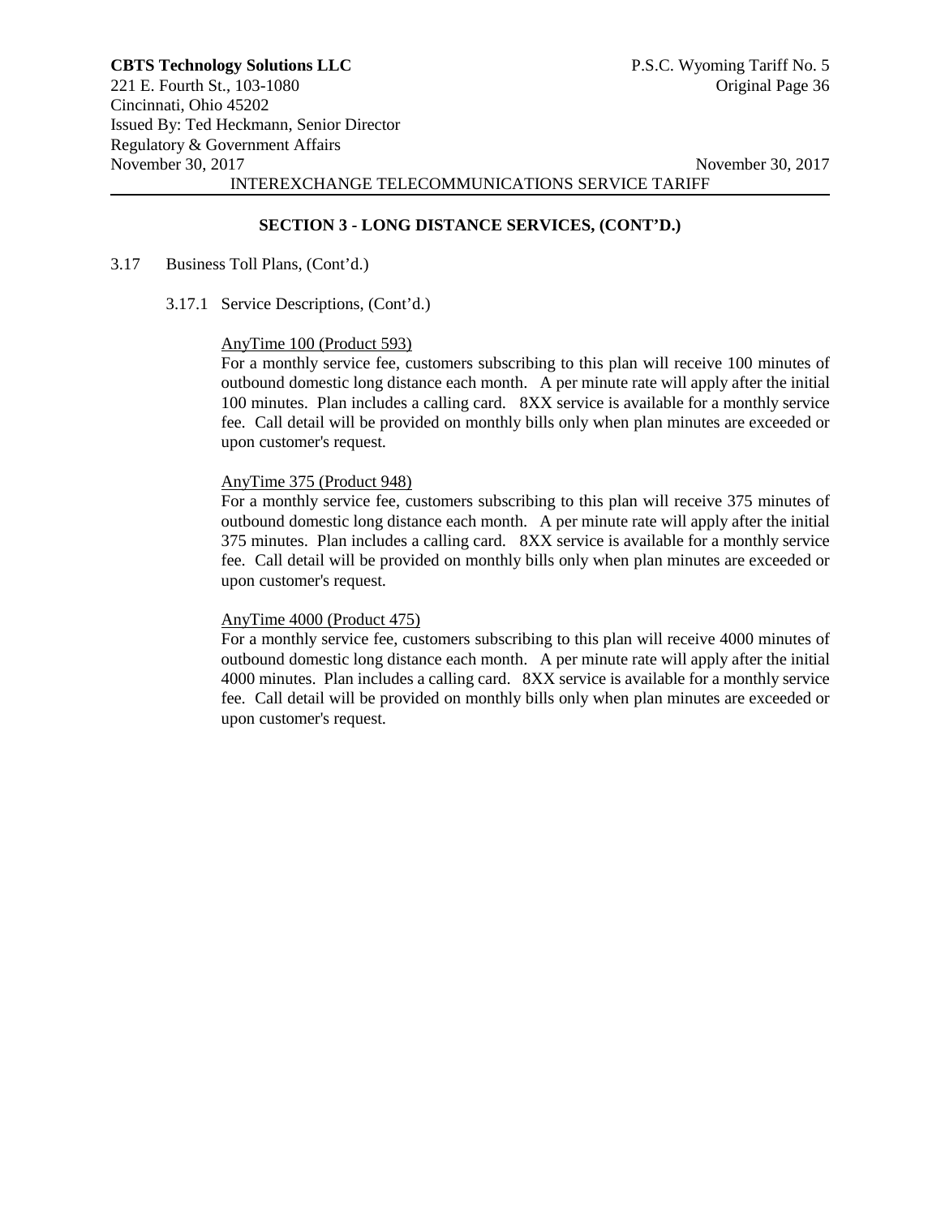## SECTION 3 - LONG DISTANCE SERVICES, (CONT'D.)

3.17 Business Toll Plans, (Cont'd.)

3.17.1 Service Descriptions, (Cont'd.)

AnyTime 100 (Product 593)

For a monthly service fee, customers subscribing to this plan will receive 100 minutes of outbound domestic long distance each month. A per minute rate will apply after the initial 100 minutes. Plan includes a calling card. 8XX service is available for a monthly service fee. Call detail will be provided on monthly bills only when plan minutes are exceeded or upon customer's request.

AnyTime 375 (Product 948)

For a monthly service fee, customers subscribing to this plan will receive 375 minutes of outbound domestic long distance each month. A per minute rate will apply after the initial 375 minutes. Plan includes a calling card. 8XX service is available for a monthly service fee. Call detail will be provided on monthly bills only when plan minutes are exceeded or upon customer's request.

AnyTime 4000 (Product 475)

For a monthly service fee, customers subscribing to this plan will receive 4000 minutes of outbound domestic long distance each month. A per minute rate will apply after the initial 4000 minutes. Plan includes a calling card. 8XX service is available for a monthly service fee. Call detail will be provided on monthly bills only when plan minutes are exceeded or upon customer's request.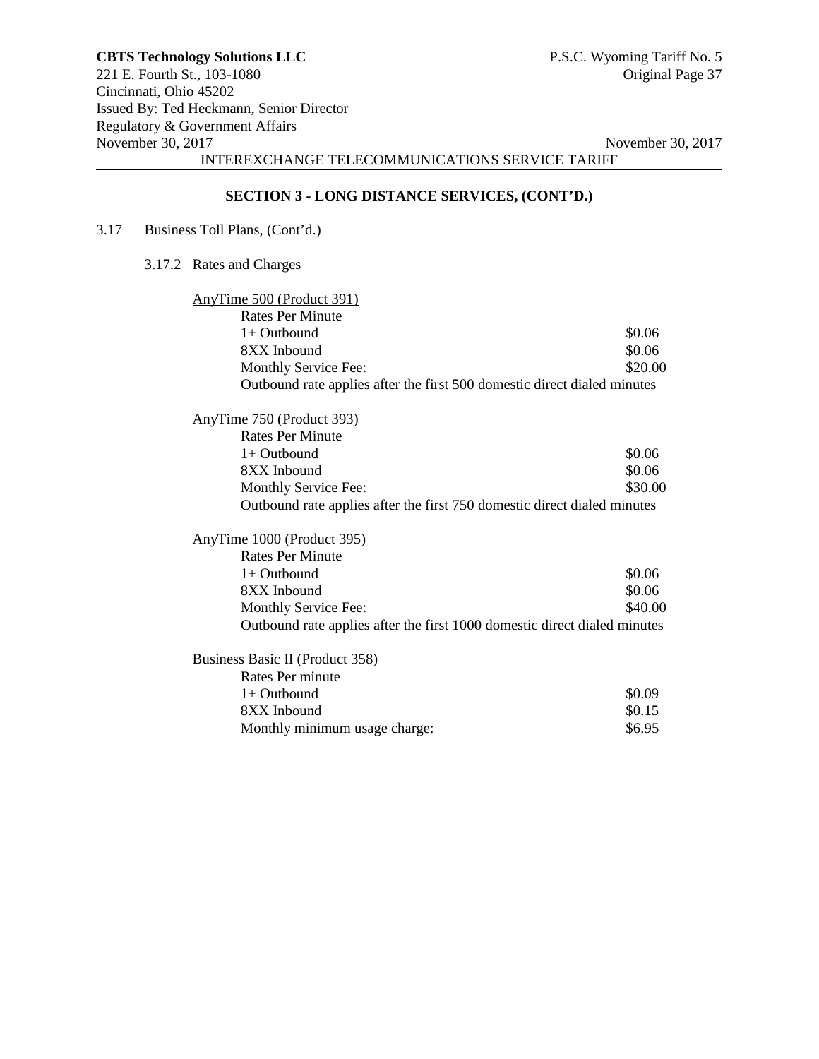## SECTION 3 - LONG DISTANCE SERVICES, (CONT'D.)

3.17 Business Toll Plans, (Cont'd.)

3.17.2 Rates and Charges

AnyTime 500 (Product 391)

| Rates Per Minute | |
|---|---|
| 1+ Outbound | \$0.06 |
| 8XX Inbound | \$0.06 |
| Monthly Service Fee: | \$20.00 |

Outbound rate applies after the first 500 domestic direct dialed minutes

AnyTime 750 (Product 393)

| Rates Per Minute | |
|---|---|
| 1+ Outbound | \$0.06 |
| 8XX Inbound | \$0.06 |
| Monthly Service Fee: | \$30.00 |

Outbound rate applies after the first 750 domestic direct dialed minutes

AnyTime 1000 (Product 395)

| Rates Per Minute | |
|---|---|
| 1+ Outbound | \$0.06 |
| 8XX Inbound | \$0.06 |
| Monthly Service Fee: | \$40.00 |

Outbound rate applies after the first 1000 domestic direct dialed minutes

Business Basic II (Product 358)

| Rates Per minute | |
|---|---|
| 1+ Outbound | \$0.09 |
| 8XX Inbound | \$0.15 |
| Monthly minimum usage charge: | \$6.95 |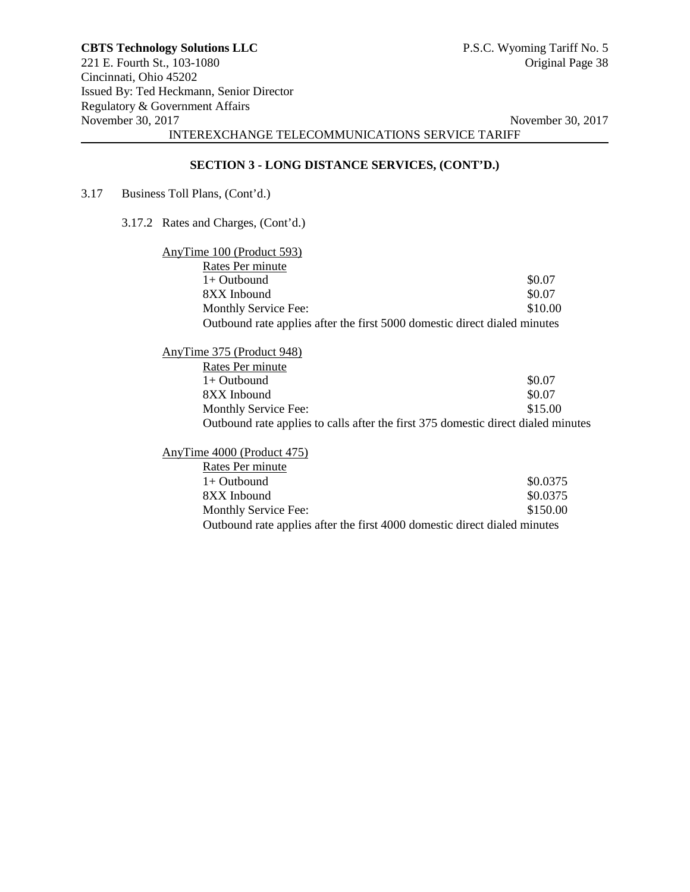## SECTION 3 - LONG DISTANCE SERVICES, (CONT'D.)

3.17 Business Toll Plans, (Cont'd.)

3.17.2 Rates and Charges, (Cont'd.)

AnyTime 100 (Product 593)

| Rates Per minute | |
|---|---|
| 1+ Outbound | $0.07 |
| 8XX Inbound | $0.07 |
| Monthly Service Fee: | $10.00 |

Outbound rate applies after the first 5000 domestic direct dialed minutes

AnyTime 375 (Product 948)

| Rates Per minute | |
|---|---|
| 1+ Outbound | $0.07 |
| 8XX Inbound | $0.07 |
| Monthly Service Fee: | $15.00 |

Outbound rate applies to calls after the first 375 domestic direct dialed minutes

AnyTime 4000 (Product 475)

| Rates Per minute | |
|---|---|
| 1+ Outbound | $0.0375 |
| 8XX Inbound | $0.0375 |
| Monthly Service Fee: | $150.00 |

Outbound rate applies after the first 4000 domestic direct dialed minutes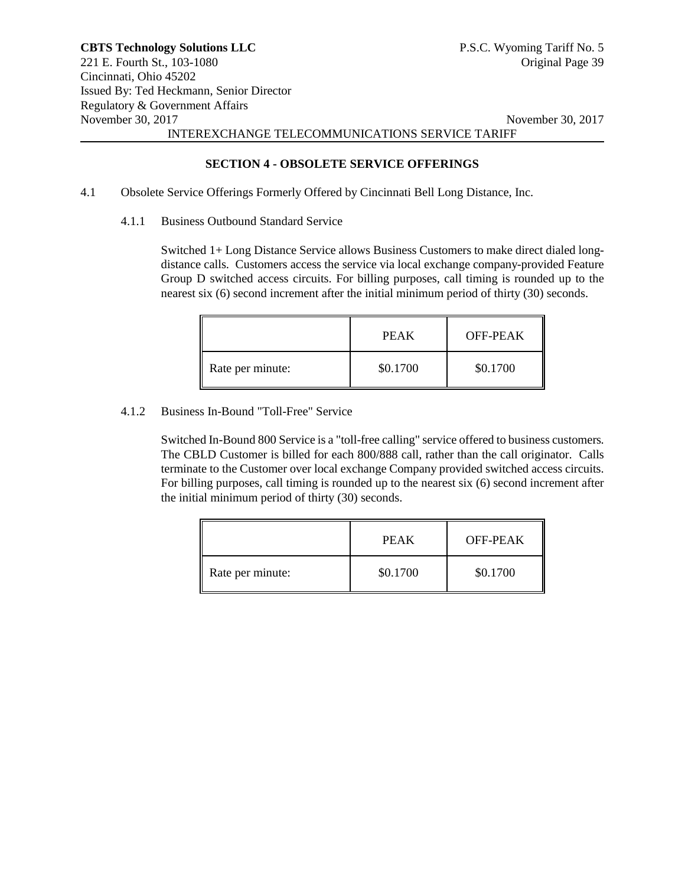## SECTION 4 - OBSOLETE SERVICE OFFERINGS

4.1 Obsolete Service Offerings Formerly Offered by Cincinnati Bell Long Distance, Inc.

4.1.1 Business Outbound Standard Service

Switched 1+ Long Distance Service allows Business Customers to make direct dialed long-distance calls. Customers access the service via local exchange company-provided Feature Group D switched access circuits. For billing purposes, call timing is rounded up to the nearest six (6) second increment after the initial minimum period of thirty (30) seconds.

| | PEAK | OFF-PEAK |
|---|---|---|
| Rate per minute: | $0.1700 | $0.1700 |

4.1.2 Business In-Bound "Toll-Free" Service

Switched In-Bound 800 Service is a "toll-free calling" service offered to business customers. The CBLD Customer is billed for each 800/888 call, rather than the call originator. Calls terminate to the Customer over local exchange Company provided switched access circuits. For billing purposes, call timing is rounded up to the nearest six (6) second increment after the initial minimum period of thirty (30) seconds.

| | PEAK | OFF-PEAK |
|---|---|---|
| Rate per minute: | $0.1700 | $0.1700 |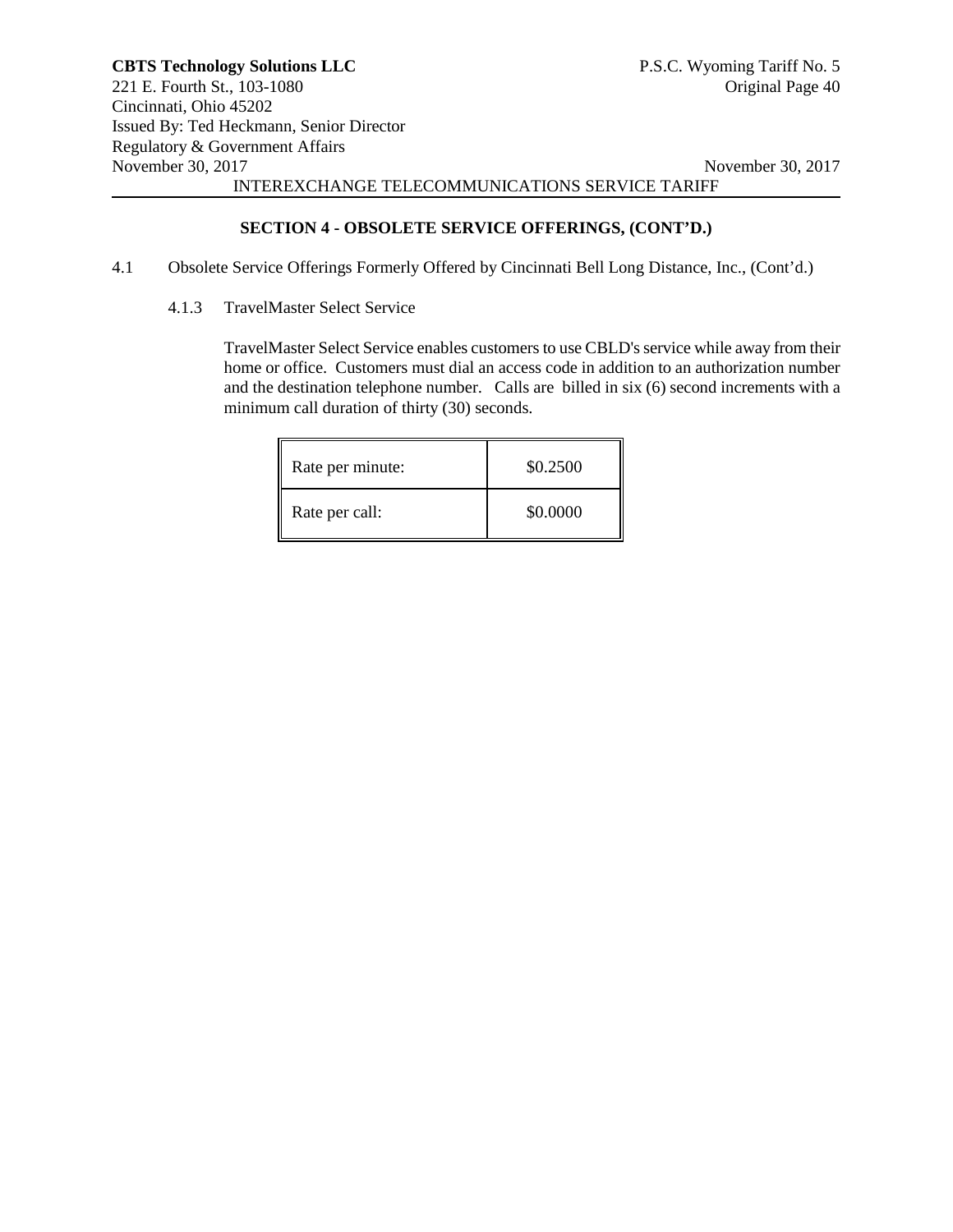## SECTION 4 - OBSOLETE SERVICE OFFERINGS, (CONT'D.)

4.1 Obsolete Service Offerings Formerly Offered by Cincinnati Bell Long Distance, Inc., (Cont'd.)

4.1.3 TravelMaster Select Service

TravelMaster Select Service enables customers to use CBLD's service while away from their home or office. Customers must dial an access code in addition to an authorization number and the destination telephone number. Calls are billed in six (6) second increments with a minimum call duration of thirty (30) seconds.

| | |
|---|---|
| Rate per minute: | $0.2500 |
| Rate per call: | $0.0000 |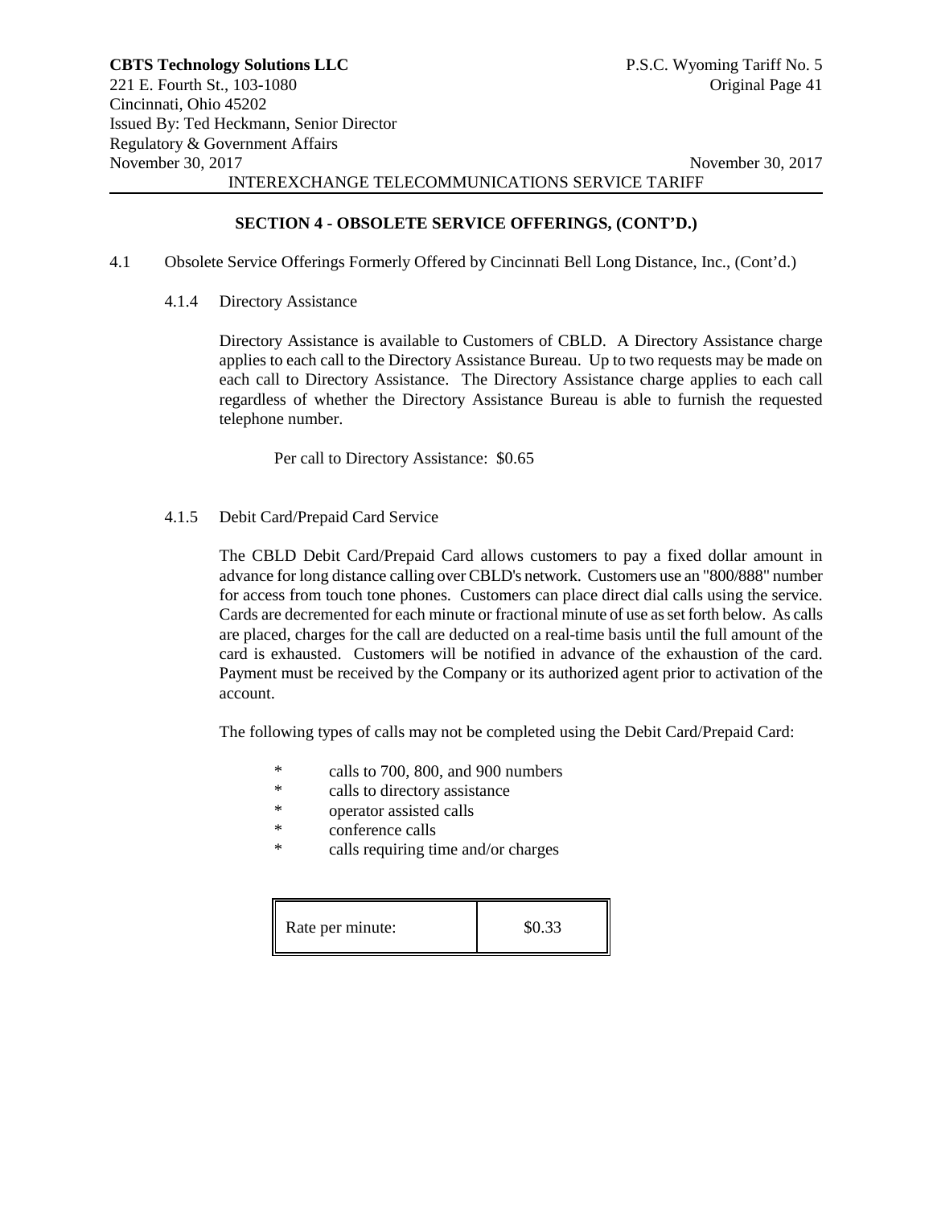**SECTION 4 - OBSOLETE SERVICE OFFERINGS, (CONT'D.)**

4.1 Obsolete Service Offerings Formerly Offered by Cincinnati Bell Long Distance, Inc., (Cont'd.)

4.1.4 Directory Assistance

Directory Assistance is available to Customers of CBLD. A Directory Assistance charge applies to each call to the Directory Assistance Bureau. Up to two requests may be made on each call to Directory Assistance. The Directory Assistance charge applies to each call regardless of whether the Directory Assistance Bureau is able to furnish the requested telephone number.

Per call to Directory Assistance: $0.65

4.1.5 Debit Card/Prepaid Card Service

The CBLD Debit Card/Prepaid Card allows customers to pay a fixed dollar amount in advance for long distance calling over CBLD's network. Customers use an "800/888" number for access from touch tone phones. Customers can place direct dial calls using the service. Cards are decremented for each minute or fractional minute of use as set forth below. As calls are placed, charges for the call are deducted on a real-time basis until the full amount of the card is exhausted. Customers will be notified in advance of the exhaustion of the card. Payment must be received by the Company or its authorized agent prior to activation of the account.

The following types of calls may not be completed using the Debit Card/Prepaid Card:

- calls to 700, 800, and 900 numbers
- calls to directory assistance
- operator assisted calls
- conference calls
- calls requiring time and/or charges

| Rate per minute: | $0.33 |
|---|---|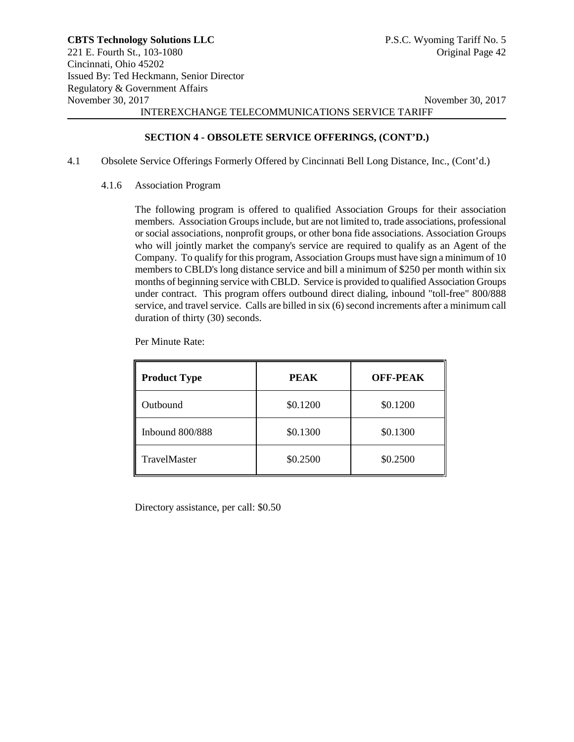## SECTION 4 - OBSOLETE SERVICE OFFERINGS, (CONT'D.)

4.1 Obsolete Service Offerings Formerly Offered by Cincinnati Bell Long Distance, Inc., (Cont'd.)

### 4.1.6 Association Program

The following program is offered to qualified Association Groups for their association members. Association Groups include, but are not limited to, trade associations, professional or social associations, nonprofit groups, or other bona fide associations. Association Groups who will jointly market the company's service are required to qualify as an Agent of the Company. To qualify for this program, Association Groups must have sign a minimum of 10 members to CBLD's long distance service and bill a minimum of $250 per month within six months of beginning service with CBLD. Service is provided to qualified Association Groups under contract. This program offers outbound direct dialing, inbound "toll-free" 800/888 service, and travel service. Calls are billed in six (6) second increments after a minimum call duration of thirty (30) seconds.

Per Minute Rate:

| Product Type | PEAK | OFF-PEAK |
|---|---|---|
| Outbound | $0.1200 | $0.1200 |
| Inbound 800/888 | $0.1300 | $0.1300 |
| TravelMaster | $0.2500 | $0.2500 |

Directory assistance, per call: $0.50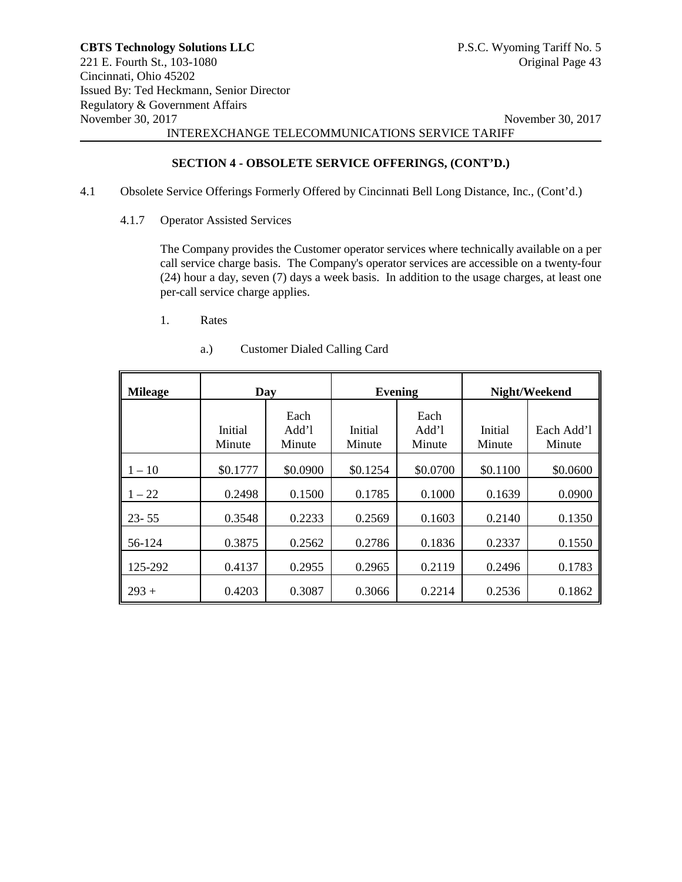## SECTION 4 - OBSOLETE SERVICE OFFERINGS, (CONT'D.)

4.1 Obsolete Service Offerings Formerly Offered by Cincinnati Bell Long Distance, Inc., (Cont'd.)

4.1.7 Operator Assisted Services

The Company provides the Customer operator services where technically available on a per call service charge basis. The Company's operator services are accessible on a twenty-four (24) hour a day, seven (7) days a week basis. In addition to the usage charges, at least one per-call service charge applies.

1. Rates

a.) Customer Dialed Calling Card

| Mileage | Day | | Evening | | Night/Weekend | |
|---|---|---|---|---|---|---|
| | Initial Minute | Each Add'l Minute | Initial Minute | Each Add'l Minute | Initial Minute | Each Add'l Minute |
| 1 – 10 | $0.1777 | $0.0900 | $0.1254 | $0.0700 | $0.1100 | $0.0600 |
| 1 – 22 | 0.2498 | 0.1500 | 0.1785 | 0.1000 | 0.1639 | 0.0900 |
| 23- 55 | 0.3548 | 0.2233 | 0.2569 | 0.1603 | 0.2140 | 0.1350 |
| 56-124 | 0.3875 | 0.2562 | 0.2786 | 0.1836 | 0.2337 | 0.1550 |
| 125-292 | 0.4137 | 0.2955 | 0.2965 | 0.2119 | 0.2496 | 0.1783 |
| 293 + | 0.4203 | 0.3087 | 0.3066 | 0.2214 | 0.2536 | 0.1862 |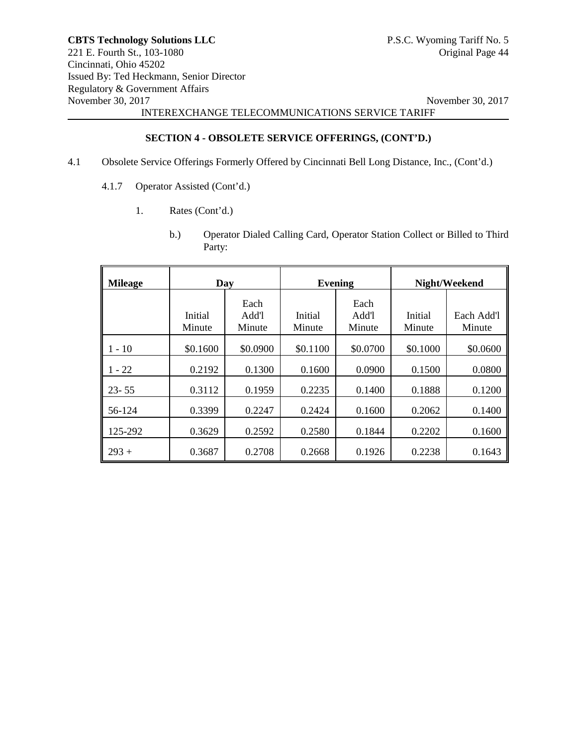## SECTION 4 - OBSOLETE SERVICE OFFERINGS, (CONT'D.)

4.1 Obsolete Service Offerings Formerly Offered by Cincinnati Bell Long Distance, Inc., (Cont'd.)

4.1.7 Operator Assisted (Cont'd.)

1. Rates (Cont'd.)

b.) Operator Dialed Calling Card, Operator Station Collect or Billed to Third Party:

| Mileage | Day | | Evening | | Night/Weekend | |
|---|---|---|---|---|---|---|
| | Initial Minute | Each Add'l Minute | Initial Minute | Each Add'l Minute | Initial Minute | Each Add'l Minute |
| 1 - 10 | $0.1600 | $0.0900 | $0.1100 | $0.0700 | $0.1000 | $0.0600 |
| 1 - 22 | 0.2192 | 0.1300 | 0.1600 | 0.0900 | 0.1500 | 0.0800 |
| 23- 55 | 0.3112 | 0.1959 | 0.2235 | 0.1400 | 0.1888 | 0.1200 |
| 56-124 | 0.3399 | 0.2247 | 0.2424 | 0.1600 | 0.2062 | 0.1400 |
| 125-292 | 0.3629 | 0.2592 | 0.2580 | 0.1844 | 0.2202 | 0.1600 |
| 293 + | 0.3687 | 0.2708 | 0.2668 | 0.1926 | 0.2238 | 0.1643 |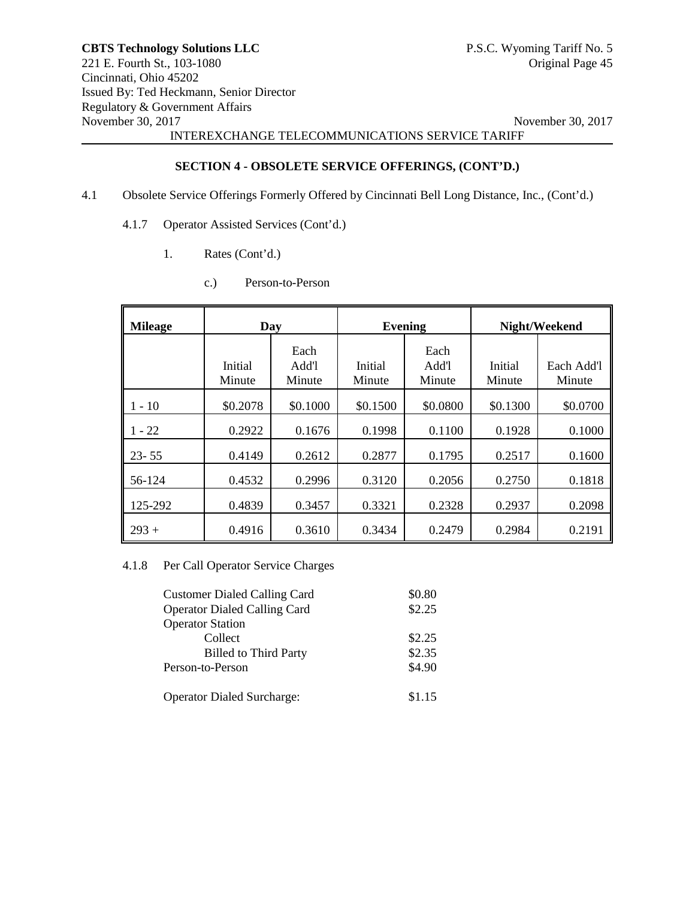## SECTION 4 - OBSOLETE SERVICE OFFERINGS, (CONT'D.)

4.1 Obsolete Service Offerings Formerly Offered by Cincinnati Bell Long Distance, Inc., (Cont'd.)

4.1.7 Operator Assisted Services (Cont'd.)

1. Rates (Cont'd.)

c.) Person-to-Person

| Mileage | Day | | Evening | | Night/Weekend | |
|---|---|---|---|---|---|---|
| | Initial Minute | Each Add'l Minute | Initial Minute | Each Add'l Minute | Initial Minute | Each Add'l Minute |
| 1 - 10 | $0.2078 | $0.1000 | $0.1500 | $0.0800 | $0.1300 | $0.0700 |
| 1 - 22 | 0.2922 | 0.1676 | 0.1998 | 0.1100 | 0.1928 | 0.1000 |
| 23- 55 | 0.4149 | 0.2612 | 0.2877 | 0.1795 | 0.2517 | 0.1600 |
| 56-124 | 0.4532 | 0.2996 | 0.3120 | 0.2056 | 0.2750 | 0.1818 |
| 125-292 | 0.4839 | 0.3457 | 0.3321 | 0.2328 | 0.2937 | 0.2098 |
| 293 + | 0.4916 | 0.3610 | 0.3434 | 0.2479 | 0.2984 | 0.2191 |

4.1.8 Per Call Operator Service Charges

| | |
|---|---|
| Customer Dialed Calling Card | $0.80 |
| Operator Dialed Calling Card | $2.25 |
| Operator Station | |
| Collect | $2.25 |
| Billed to Third Party | $2.35 |
| Person-to-Person | $4.90 |
| Operator Dialed Surcharge: | $1.15 |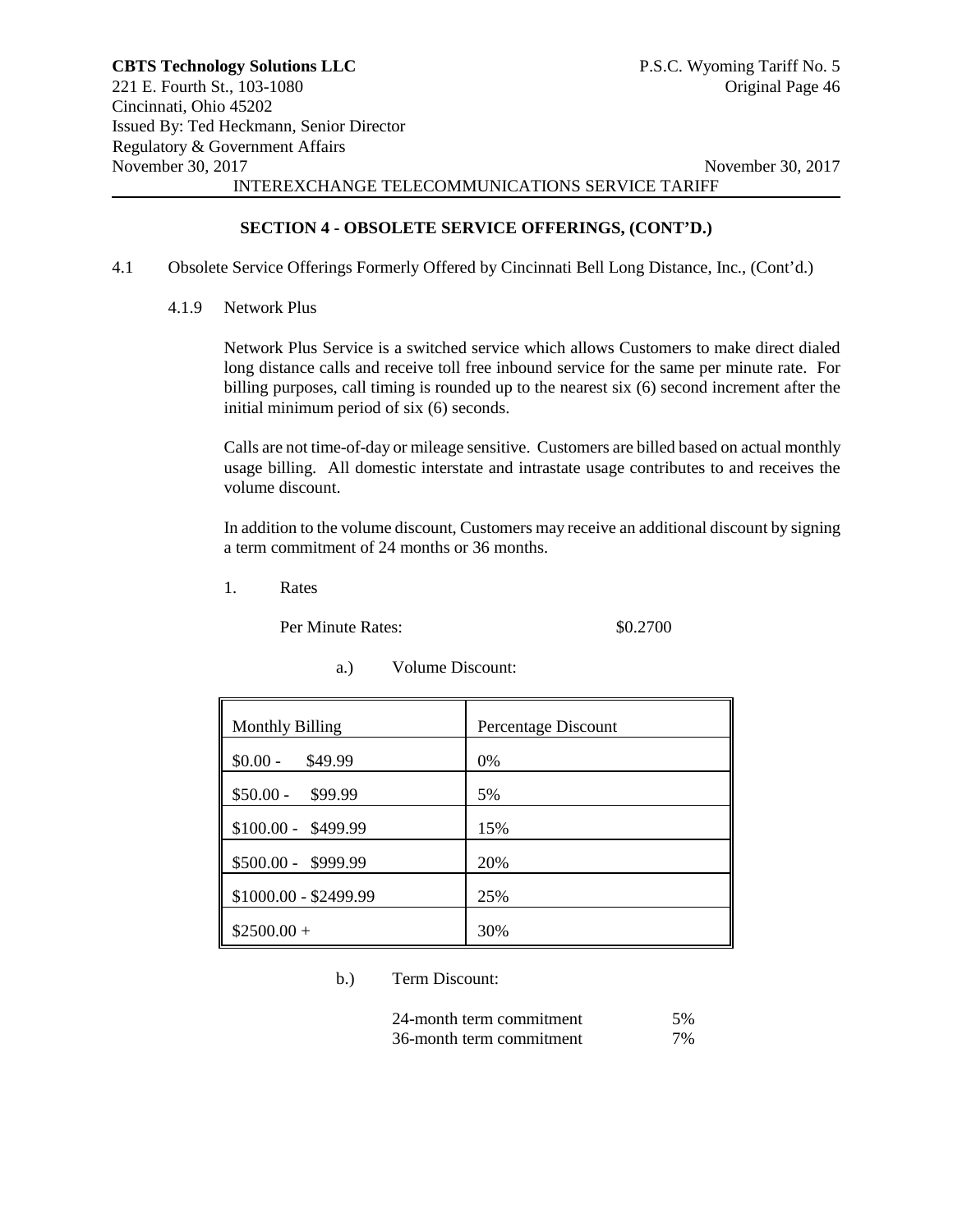## SECTION 4 - OBSOLETE SERVICE OFFERINGS, (CONT'D.)

4.1 Obsolete Service Offerings Formerly Offered by Cincinnati Bell Long Distance, Inc., (Cont'd.)

### 4.1.9 Network Plus

Network Plus Service is a switched service which allows Customers to make direct dialed long distance calls and receive toll free inbound service for the same per minute rate. For billing purposes, call timing is rounded up to the nearest six (6) second increment after the initial minimum period of six (6) seconds.

Calls are not time-of-day or mileage sensitive. Customers are billed based on actual monthly usage billing. All domestic interstate and intrastate usage contributes to and receives the volume discount.

In addition to the volume discount, Customers may receive an additional discount by signing a term commitment of 24 months or 36 months.

1. Rates

Per Minute Rates: $0.2700

a.) Volume Discount:

| Monthly Billing | Percentage Discount |
|---|---|
| $0.00 - $49.99 | 0% |
| $50.00 - $99.99 | 5% |
| $100.00 - $499.99 | 15% |
| $500.00 - $999.99 | 20% |
| $1000.00 - $2499.99 | 25% |
| $2500.00 + | 30% |

b.) Term Discount:

| | |
|---|---|
| 24-month term commitment | 5% |
| 36-month term commitment | 7% |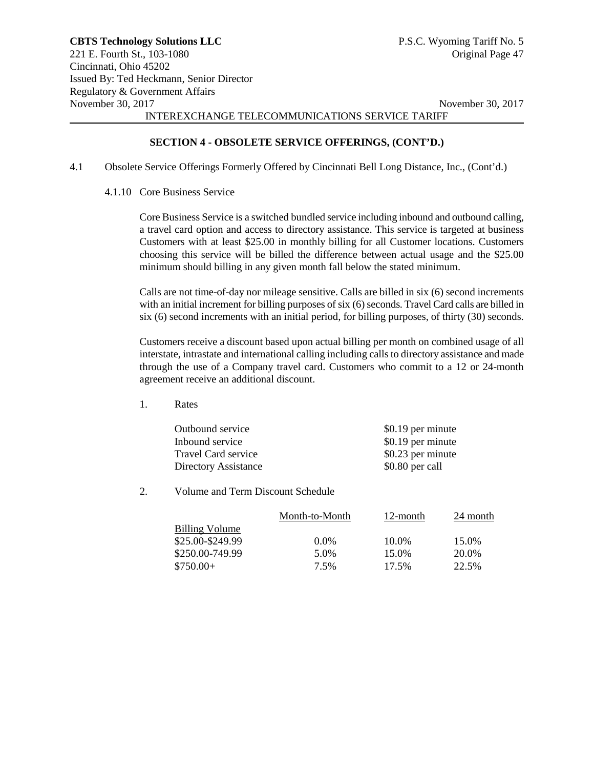## SECTION 4 - OBSOLETE SERVICE OFFERINGS, (CONT'D.)

4.1 Obsolete Service Offerings Formerly Offered by Cincinnati Bell Long Distance, Inc., (Cont'd.)

### 4.1.10 Core Business Service

Core Business Service is a switched bundled service including inbound and outbound calling, a travel card option and access to directory assistance. This service is targeted at business Customers with at least $25.00 in monthly billing for all Customer locations. Customers choosing this service will be billed the difference between actual usage and the $25.00 minimum should billing in any given month fall below the stated minimum.

Calls are not time-of-day nor mileage sensitive. Calls are billed in six (6) second increments with an initial increment for billing purposes of six (6) seconds. Travel Card calls are billed in six (6) second increments with an initial period, for billing purposes, of thirty (30) seconds.

Customers receive a discount based upon actual billing per month on combined usage of all interstate, intrastate and international calling including calls to directory assistance and made through the use of a Company travel card. Customers who commit to a 12 or 24-month agreement receive an additional discount.

1. Rates

| | |
|---|---|
| Outbound service | $0.19 per minute |
| Inbound service | $0.19 per minute |
| Travel Card service | $0.23 per minute |
| Directory Assistance | $0.80 per call |

2. Volume and Term Discount Schedule

| Billing Volume | Month-to-Month | 12-month | 24 month |
|---|---|---|---|
| $25.00-$249.99 | 0.0% | 10.0% | 15.0% |
| $250.00-749.99 | 5.0% | 15.0% | 20.0% |
| $750.00+ | 7.5% | 17.5% | 22.5% |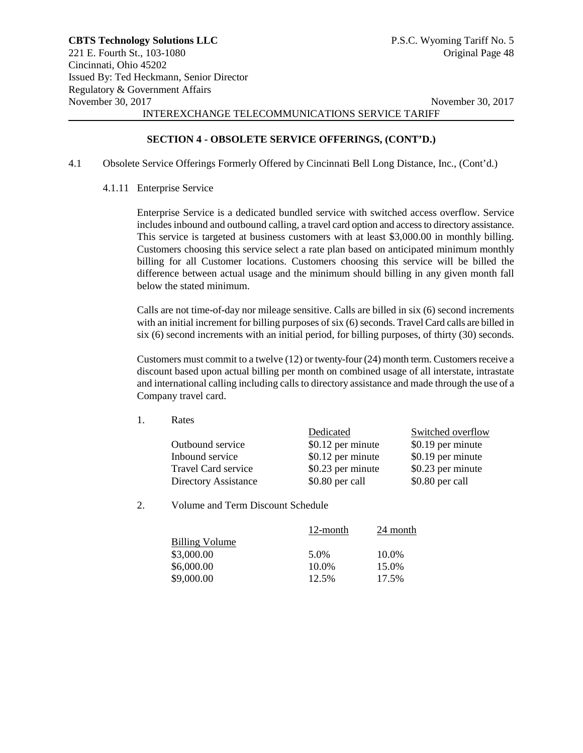## SECTION 4 - OBSOLETE SERVICE OFFERINGS, (CONT'D.)

4.1 Obsolete Service Offerings Formerly Offered by Cincinnati Bell Long Distance, Inc., (Cont'd.)

### 4.1.11 Enterprise Service

Enterprise Service is a dedicated bundled service with switched access overflow. Service includes inbound and outbound calling, a travel card option and access to directory assistance. This service is targeted at business customers with at least $3,000.00 in monthly billing. Customers choosing this service select a rate plan based on anticipated minimum monthly billing for all Customer locations. Customers choosing this service will be billed the difference between actual usage and the minimum should billing in any given month fall below the stated minimum.

Calls are not time-of-day nor mileage sensitive. Calls are billed in six (6) second increments with an initial increment for billing purposes of six (6) seconds. Travel Card calls are billed in six (6) second increments with an initial period, for billing purposes, of thirty (30) seconds.

Customers must commit to a twelve (12) or twenty-four (24) month term. Customers receive a discount based upon actual billing per month on combined usage of all interstate, intrastate and international calling including calls to directory assistance and made through the use of a Company travel card.

1. Rates

| | Dedicated | Switched overflow |
|---|---|---|
| Outbound service | $0.12 per minute | $0.19 per minute |
| Inbound service | $0.12 per minute | $0.19 per minute |
| Travel Card service | $0.23 per minute | $0.23 per minute |
| Directory Assistance | $0.80 per call | $0.80 per call |

2. Volume and Term Discount Schedule

| Billing Volume | 12-month | 24 month |
|---|---|---|
| $3,000.00 | 5.0% | 10.0% |
| $6,000.00 | 10.0% | 15.0% |
| $9,000.00 | 12.5% | 17.5% |